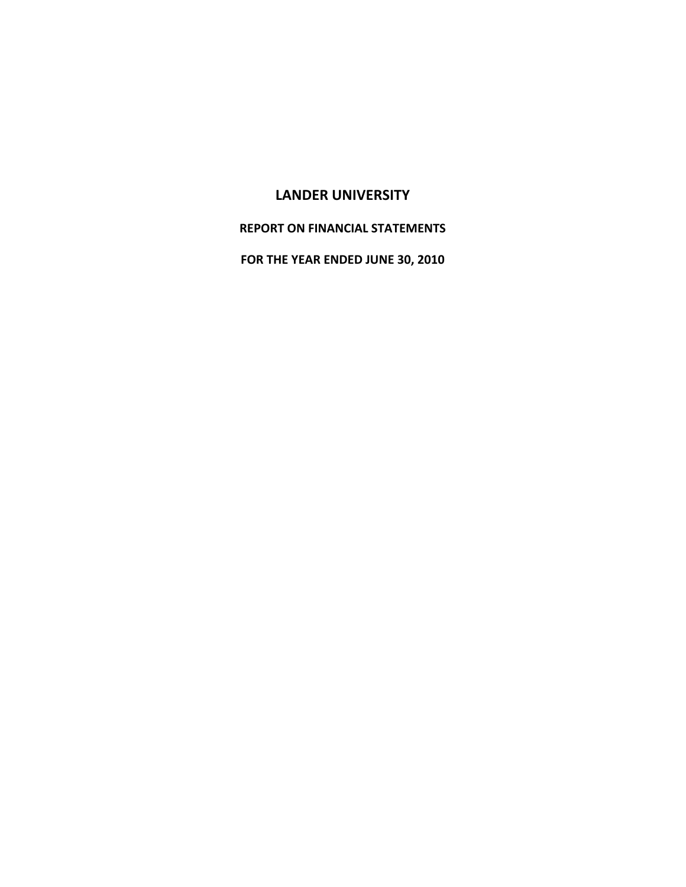# LANDER UNIVERSITY

## REPORT ON FINANCIAL STATEMENTS

## FOR THE YEAR ENDED JUNE 30, 2010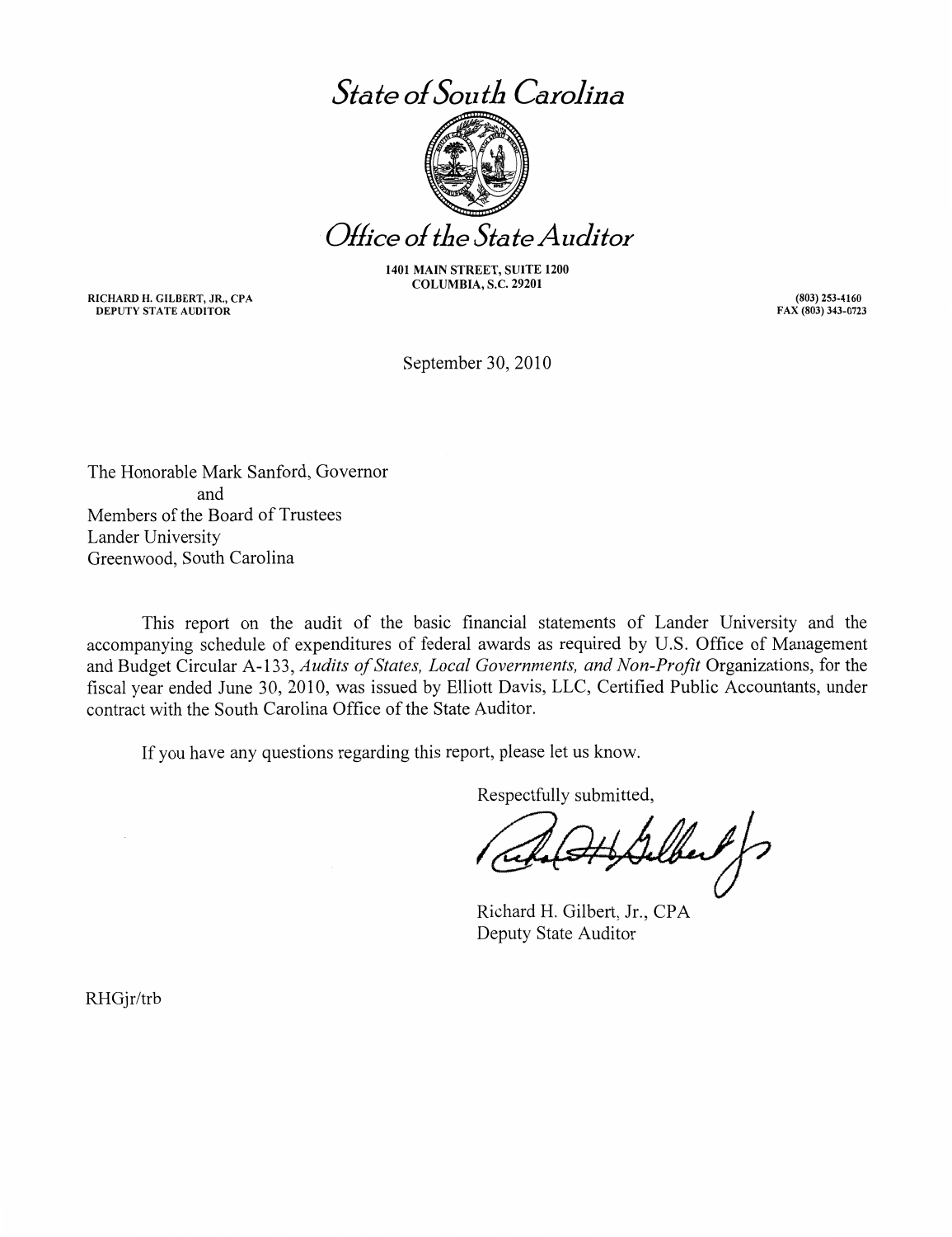# *State of South Carolina*

# *Office of the State Auditor*

**1401 MAIN STREET, SUITE 1200**
**COLUMBIA, S.C. 29201**

**RICHARD H. GILBERT, JR., CPA**
**DEPUTY STATE AUDITOR**

**(803) 253-4160**
**FAX (803) 343-0723**

September 30, 2010

The Honorable Mark Sanford, Governor
and
Members of the Board of Trustees
Lander University
Greenwood, South Carolina

This report on the audit of the basic financial statements of Lander University and the accompanying schedule of expenditures of federal awards as required by U.S. Office of Management and Budget Circular A-133, *Audits of States, Local Governments, and Non-Profit* Organizations, for the fiscal year ended June 30, 2010, was issued by Elliott Davis, LLC, Certified Public Accountants, under contract with the South Carolina Office of the State Auditor.

If you have any questions regarding this report, please let us know.

Respectfully submitted,

Richard H. Gilbert, Jr., CPA
Deputy State Auditor

RHGjr/trb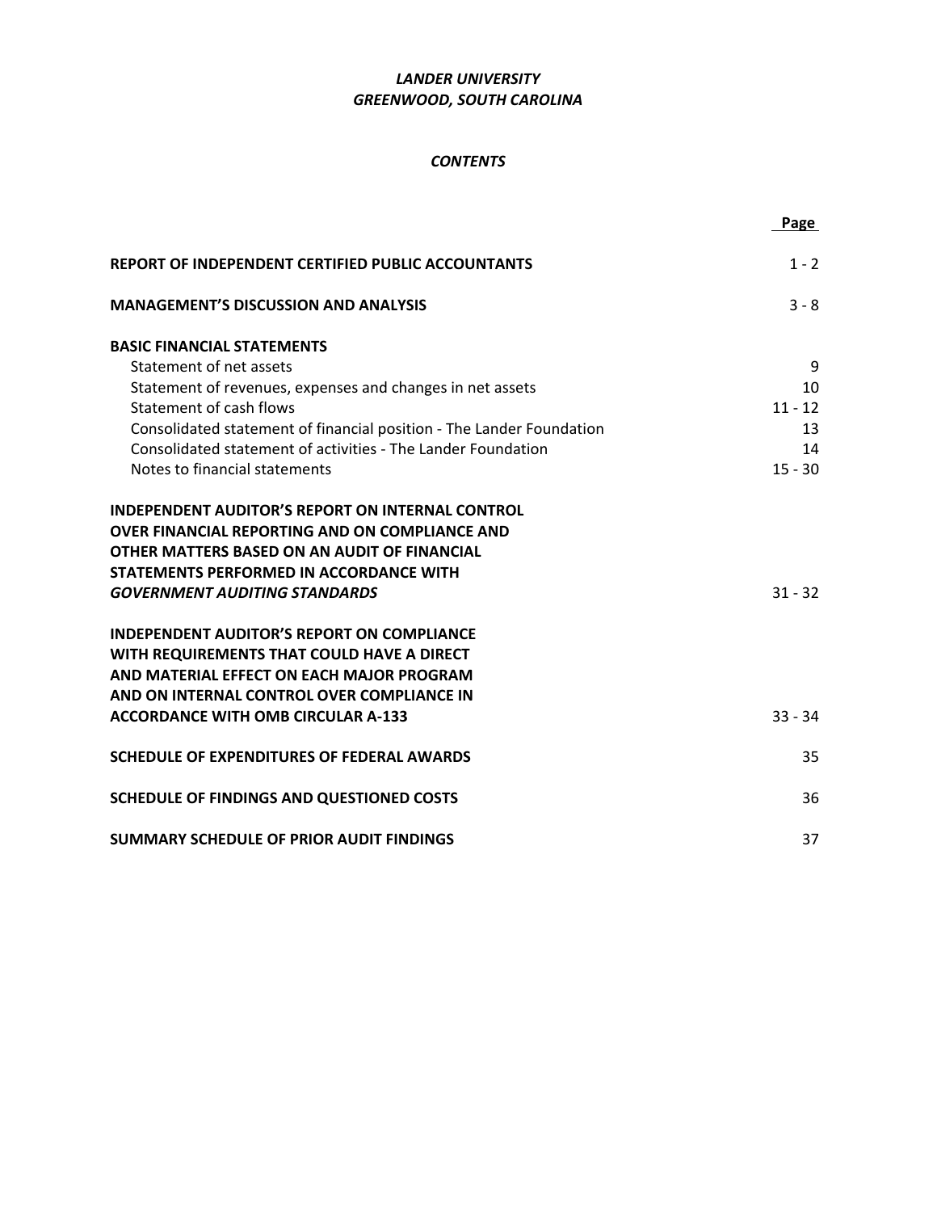*LANDER UNIVERSITY*
*GREENWOOD, SOUTH CAROLINA*

*CONTENTS*

| | Page |
|---|---|
| **REPORT OF INDEPENDENT CERTIFIED PUBLIC ACCOUNTANTS** | 1 - 2 |
| **MANAGEMENT'S DISCUSSION AND ANALYSIS** | 3 - 8 |
| **BASIC FINANCIAL STATEMENTS** | |
| Statement of net assets | 9 |
| Statement of revenues, expenses and changes in net assets | 10 |
| Statement of cash flows | 11 - 12 |
| Consolidated statement of financial position - The Lander Foundation | 13 |
| Consolidated statement of activities - The Lander Foundation | 14 |
| Notes to financial statements | 15 - 30 |
| **INDEPENDENT AUDITOR'S REPORT ON INTERNAL CONTROL OVER FINANCIAL REPORTING AND ON COMPLIANCE AND OTHER MATTERS BASED ON AN AUDIT OF FINANCIAL STATEMENTS PERFORMED IN ACCORDANCE WITH *GOVERNMENT AUDITING STANDARDS*** | 31 - 32 |
| **INDEPENDENT AUDITOR'S REPORT ON COMPLIANCE WITH REQUIREMENTS THAT COULD HAVE A DIRECT AND MATERIAL EFFECT ON EACH MAJOR PROGRAM AND ON INTERNAL CONTROL OVER COMPLIANCE IN ACCORDANCE WITH OMB CIRCULAR A-133** | 33 - 34 |
| **SCHEDULE OF EXPENDITURES OF FEDERAL AWARDS** | 35 |
| **SCHEDULE OF FINDINGS AND QUESTIONED COSTS** | 36 |
| **SUMMARY SCHEDULE OF PRIOR AUDIT FINDINGS** | 37 |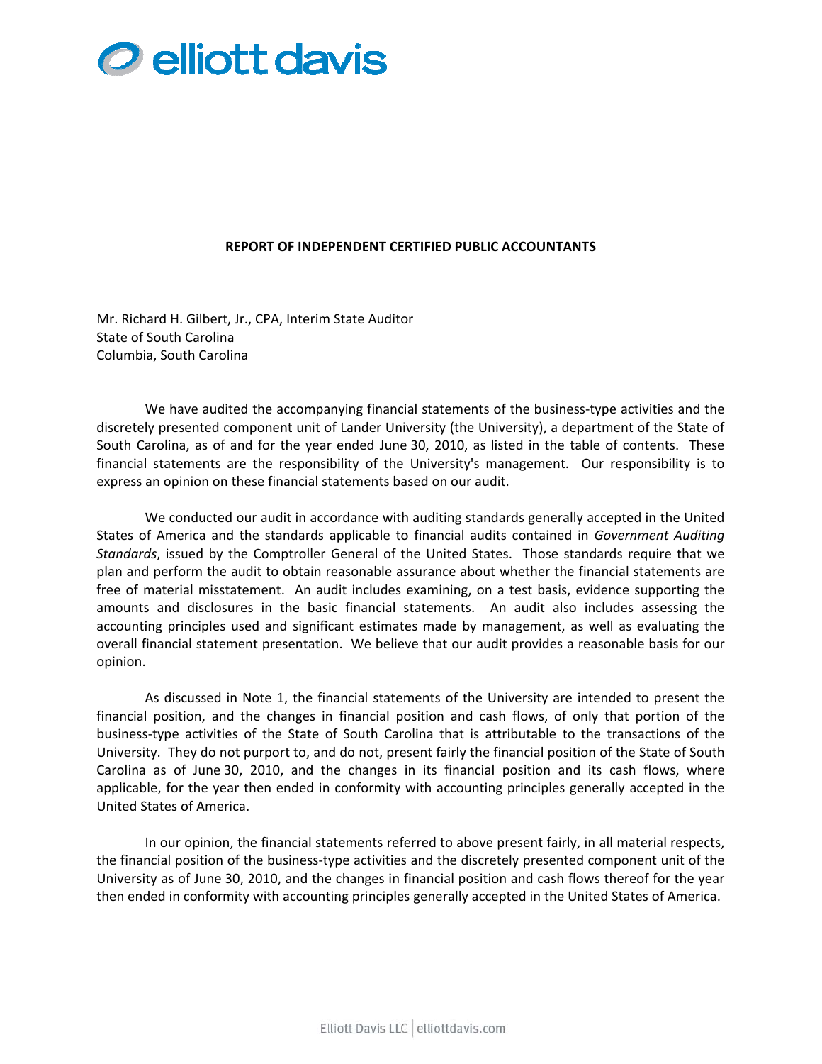elliott davis

**REPORT OF INDEPENDENT CERTIFIED PUBLIC ACCOUNTANTS**

Mr. Richard H. Gilbert, Jr., CPA, Interim State Auditor
State of South Carolina
Columbia, South Carolina

We have audited the accompanying financial statements of the business-type activities and the discretely presented component unit of Lander University (the University), a department of the State of South Carolina, as of and for the year ended June 30, 2010, as listed in the table of contents. These financial statements are the responsibility of the University's management. Our responsibility is to express an opinion on these financial statements based on our audit.

We conducted our audit in accordance with auditing standards generally accepted in the United States of America and the standards applicable to financial audits contained in *Government Auditing Standards*, issued by the Comptroller General of the United States. Those standards require that we plan and perform the audit to obtain reasonable assurance about whether the financial statements are free of material misstatement. An audit includes examining, on a test basis, evidence supporting the amounts and disclosures in the basic financial statements. An audit also includes assessing the accounting principles used and significant estimates made by management, as well as evaluating the overall financial statement presentation. We believe that our audit provides a reasonable basis for our opinion.

As discussed in Note 1, the financial statements of the University are intended to present the financial position, and the changes in financial position and cash flows, of only that portion of the business-type activities of the State of South Carolina that is attributable to the transactions of the University. They do not purport to, and do not, present fairly the financial position of the State of South Carolina as of June 30, 2010, and the changes in its financial position and its cash flows, where applicable, for the year then ended in conformity with accounting principles generally accepted in the United States of America.

In our opinion, the financial statements referred to above present fairly, in all material respects, the financial position of the business-type activities and the discretely presented component unit of the University as of June 30, 2010, and the changes in financial position and cash flows thereof for the year then ended in conformity with accounting principles generally accepted in the United States of America.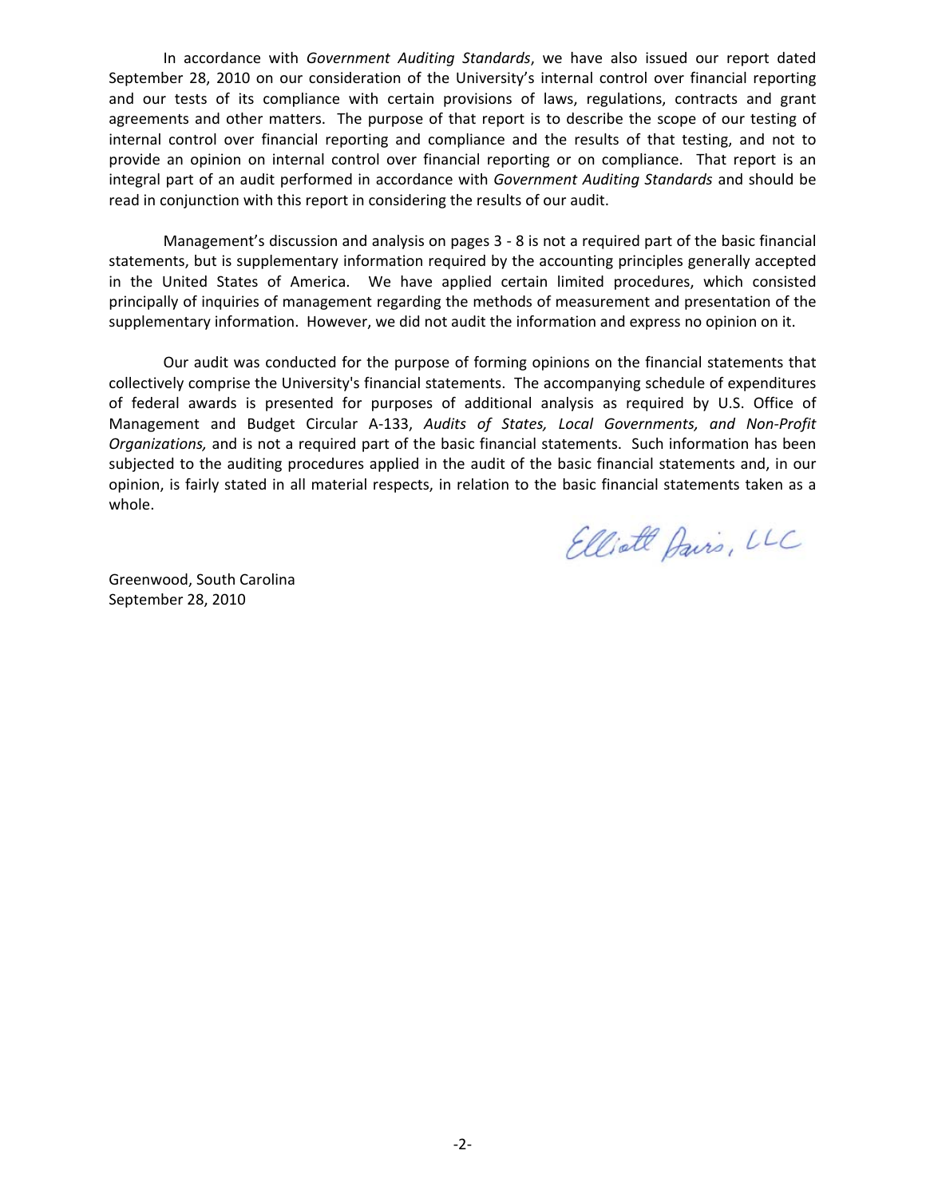In accordance with *Government Auditing Standards*, we have also issued our report dated September 28, 2010 on our consideration of the University's internal control over financial reporting and our tests of its compliance with certain provisions of laws, regulations, contracts and grant agreements and other matters. The purpose of that report is to describe the scope of our testing of internal control over financial reporting and compliance and the results of that testing, and not to provide an opinion on internal control over financial reporting or on compliance. That report is an integral part of an audit performed in accordance with *Government Auditing Standards* and should be read in conjunction with this report in considering the results of our audit.

Management's discussion and analysis on pages 3 - 8 is not a required part of the basic financial statements, but is supplementary information required by the accounting principles generally accepted in the United States of America. We have applied certain limited procedures, which consisted principally of inquiries of management regarding the methods of measurement and presentation of the supplementary information. However, we did not audit the information and express no opinion on it.

Our audit was conducted for the purpose of forming opinions on the financial statements that collectively comprise the University's financial statements. The accompanying schedule of expenditures of federal awards is presented for purposes of additional analysis as required by U.S. Office of Management and Budget Circular A-133, *Audits of States, Local Governments, and Non-Profit Organizations,* and is not a required part of the basic financial statements. Such information has been subjected to the auditing procedures applied in the audit of the basic financial statements and, in our opinion, is fairly stated in all material respects, in relation to the basic financial statements taken as a whole.

Elliott Davis, LLC

Greenwood, South Carolina
September 28, 2010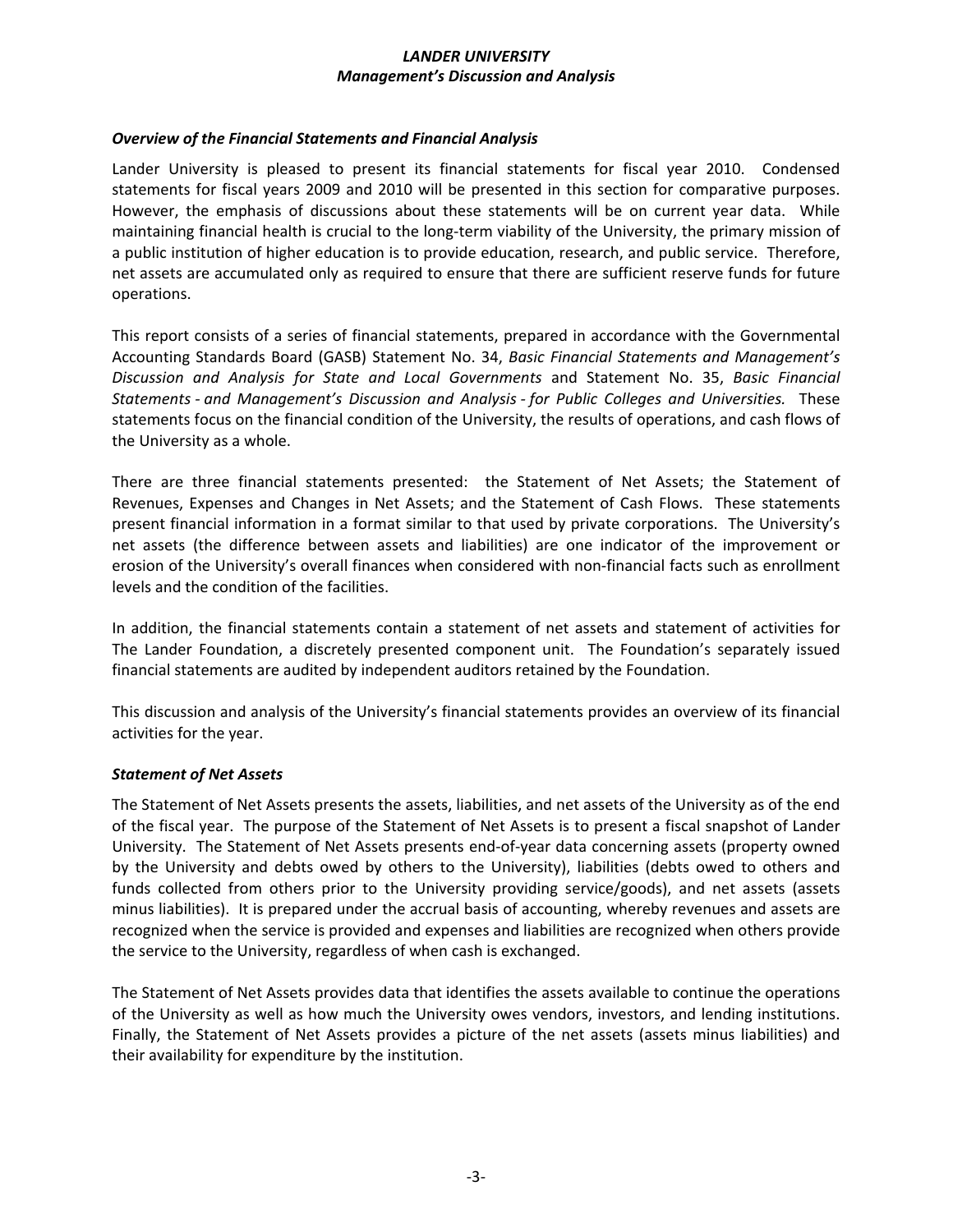### *Overview of the Financial Statements and Financial Analysis*

Lander University is pleased to present its financial statements for fiscal year 2010. Condensed statements for fiscal years 2009 and 2010 will be presented in this section for comparative purposes. However, the emphasis of discussions about these statements will be on current year data. While maintaining financial health is crucial to the long-term viability of the University, the primary mission of a public institution of higher education is to provide education, research, and public service. Therefore, net assets are accumulated only as required to ensure that there are sufficient reserve funds for future operations.

This report consists of a series of financial statements, prepared in accordance with the Governmental Accounting Standards Board (GASB) Statement No. 34, *Basic Financial Statements and Management's Discussion and Analysis for State and Local Governments* and Statement No. 35, *Basic Financial Statements - and Management's Discussion and Analysis - for Public Colleges and Universities.* These statements focus on the financial condition of the University, the results of operations, and cash flows of the University as a whole.

There are three financial statements presented: the Statement of Net Assets; the Statement of Revenues, Expenses and Changes in Net Assets; and the Statement of Cash Flows. These statements present financial information in a format similar to that used by private corporations. The University's net assets (the difference between assets and liabilities) are one indicator of the improvement or erosion of the University's overall finances when considered with non-financial facts such as enrollment levels and the condition of the facilities.

In addition, the financial statements contain a statement of net assets and statement of activities for The Lander Foundation, a discretely presented component unit. The Foundation's separately issued financial statements are audited by independent auditors retained by the Foundation.

This discussion and analysis of the University's financial statements provides an overview of its financial activities for the year.

### *Statement of Net Assets*

The Statement of Net Assets presents the assets, liabilities, and net assets of the University as of the end of the fiscal year. The purpose of the Statement of Net Assets is to present a fiscal snapshot of Lander University. The Statement of Net Assets presents end-of-year data concerning assets (property owned by the University and debts owed by others to the University), liabilities (debts owed to others and funds collected from others prior to the University providing service/goods), and net assets (assets minus liabilities). It is prepared under the accrual basis of accounting, whereby revenues and assets are recognized when the service is provided and expenses and liabilities are recognized when others provide the service to the University, regardless of when cash is exchanged.

The Statement of Net Assets provides data that identifies the assets available to continue the operations of the University as well as how much the University owes vendors, investors, and lending institutions. Finally, the Statement of Net Assets provides a picture of the net assets (assets minus liabilities) and their availability for expenditure by the institution.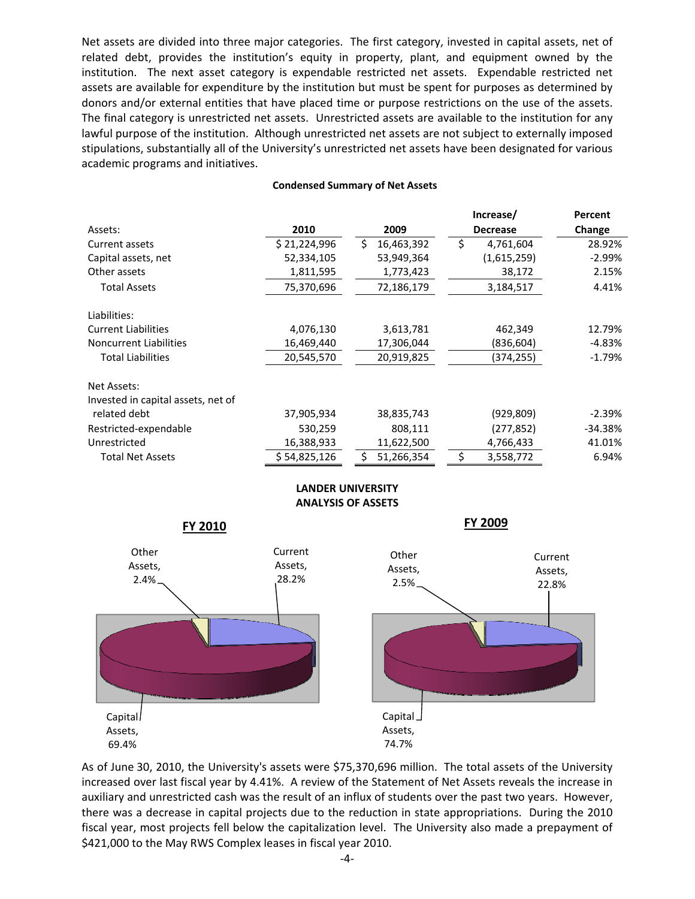Net assets are divided into three major categories. The first category, invested in capital assets, net of related debt, provides the institution's equity in property, plant, and equipment owned by the institution. The next asset category is expendable restricted net assets. Expendable restricted net assets are available for expenditure by the institution but must be spent for purposes as determined by donors and/or external entities that have placed time or purpose restrictions on the use of the assets. The final category is unrestricted net assets. Unrestricted assets are available to the institution for any lawful purpose of the institution. Although unrestricted net assets are not subject to externally imposed stipulations, substantially all of the University's unrestricted net assets have been designated for various academic programs and initiatives.

**Condensed Summary of Net Assets**

| Assets: | 2010 | 2009 | Increase/ Decrease | Percent Change |
|---|---|---|---|---|
| Current assets | $ 21,224,996 | $ 16,463,392 | $ 4,761,604 | 28.92% |
| Capital assets, net | 52,334,105 | 53,949,364 | (1,615,259) | -2.99% |
| Other assets | 1,811,595 | 1,773,423 | 38,172 | 2.15% |
| Total Assets | 75,370,696 | 72,186,179 | 3,184,517 | 4.41% |
| Liabilities: | | | | |
| Current Liabilities | 4,076,130 | 3,613,781 | 462,349 | 12.79% |
| Noncurrent Liabilities | 16,469,440 | 17,306,044 | (836,604) | -4.83% |
| Total Liabilities | 20,545,570 | 20,919,825 | (374,255) | -1.79% |
| Net Assets: | | | | |
| Invested in capital assets, net of related debt | 37,905,934 | 38,835,743 | (929,809) | -2.39% |
| Restricted-expendable | 530,259 | 808,111 | (277,852) | -34.38% |
| Unrestricted | 16,388,933 | 11,622,500 | 4,766,433 | 41.01% |
| Total Net Assets | $ 54,825,126 | $ 51,266,354 | $ 3,558,772 | 6.94% |

**LANDER UNIVERSITY**
**ANALYSIS OF ASSETS**

**FY 2010**

Other Assets, 2.4%
Current Assets, 28.2%
Capital Assets, 69.4%

**FY 2009**

Other Assets, 2.5%
Current Assets, 22.8%
Capital Assets, 74.7%

As of June 30, 2010, the University's assets were $75,370,696 million. The total assets of the University increased over last fiscal year by 4.41%. A review of the Statement of Net Assets reveals the increase in auxiliary and unrestricted cash was the result of an influx of students over the past two years. However, there was a decrease in capital projects due to the reduction in state appropriations. During the 2010 fiscal year, most projects fell below the capitalization level. The University also made a prepayment of $421,000 to the May RWS Complex leases in fiscal year 2010.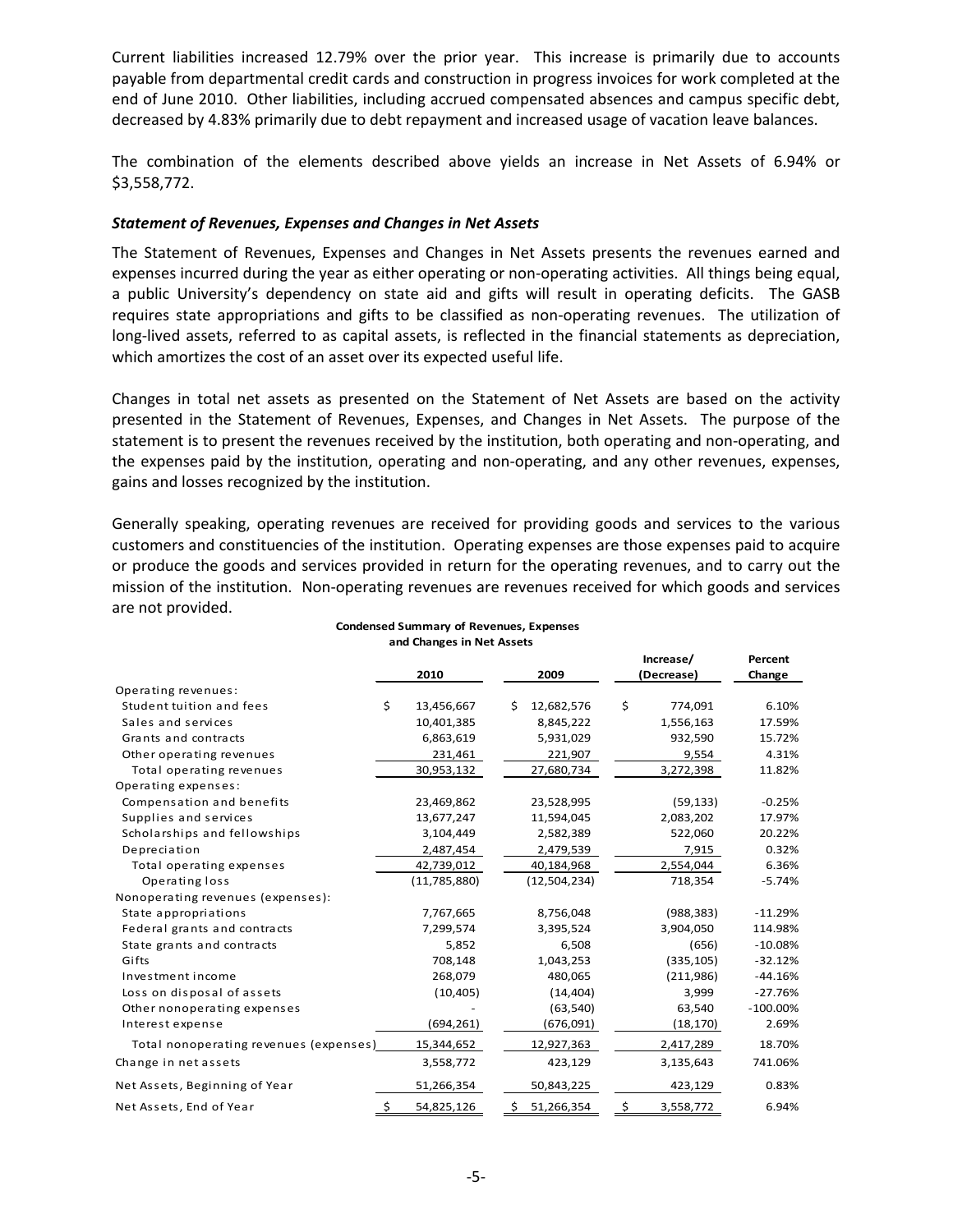Current liabilities increased 12.79% over the prior year. This increase is primarily due to accounts payable from departmental credit cards and construction in progress invoices for work completed at the end of June 2010. Other liabilities, including accrued compensated absences and campus specific debt, decreased by 4.83% primarily due to debt repayment and increased usage of vacation leave balances.

The combination of the elements described above yields an increase in Net Assets of 6.94% or $3,558,772.

### *Statement of Revenues, Expenses and Changes in Net Assets*

The Statement of Revenues, Expenses and Changes in Net Assets presents the revenues earned and expenses incurred during the year as either operating or non-operating activities. All things being equal, a public University's dependency on state aid and gifts will result in operating deficits. The GASB requires state appropriations and gifts to be classified as non-operating revenues. The utilization of long-lived assets, referred to as capital assets, is reflected in the financial statements as depreciation, which amortizes the cost of an asset over its expected useful life.

Changes in total net assets as presented on the Statement of Net Assets are based on the activity presented in the Statement of Revenues, Expenses, and Changes in Net Assets. The purpose of the statement is to present the revenues received by the institution, both operating and non-operating, and the expenses paid by the institution, operating and non-operating, and any other revenues, expenses, gains and losses recognized by the institution.

Generally speaking, operating revenues are received for providing goods and services to the various customers and constituencies of the institution. Operating expenses are those expenses paid to acquire or produce the goods and services provided in return for the operating revenues, and to carry out the mission of the institution. Non-operating revenues are revenues received for which goods and services are not provided.

**Condensed Summary of Revenues, Expenses and Changes in Net Assets**

| | 2010 | 2009 | Increase/ (Decrease) | Percent Change |
|---|---|---|---|---|
| Operating revenues: | | | | |
| Student tuition and fees | $ 13,456,667 | $ 12,682,576 | $ 774,091 | 6.10% |
| Sales and services | 10,401,385 | 8,845,222 | 1,556,163 | 17.59% |
| Grants and contracts | 6,863,619 | 5,931,029 | 932,590 | 15.72% |
| Other operating revenues | 231,461 | 221,907 | 9,554 | 4.31% |
| Total operating revenues | 30,953,132 | 27,680,734 | 3,272,398 | 11.82% |
| Operating expenses: | | | | |
| Compensation and benefits | 23,469,862 | 23,528,995 | (59,133) | -0.25% |
| Supplies and services | 13,677,247 | 11,594,045 | 2,083,202 | 17.97% |
| Scholarships and fellowships | 3,104,449 | 2,582,389 | 522,060 | 20.22% |
| Depreciation | 2,487,454 | 2,479,539 | 7,915 | 0.32% |
| Total operating expenses | 42,739,012 | 40,184,968 | 2,554,044 | 6.36% |
| Operating loss | (11,785,880) | (12,504,234) | 718,354 | -5.74% |
| Nonoperating revenues (expenses): | | | | |
| State appropriations | 7,767,665 | 8,756,048 | (988,383) | -11.29% |
| Federal grants and contracts | 7,299,574 | 3,395,524 | 3,904,050 | 114.98% |
| State grants and contracts | 5,852 | 6,508 | (656) | -10.08% |
| Gifts | 708,148 | 1,043,253 | (335,105) | -32.12% |
| Investment income | 268,079 | 480,065 | (211,986) | -44.16% |
| Loss on disposal of assets | (10,405) | (14,404) | 3,999 | -27.76% |
| Other nonoperating expenses | - | (63,540) | 63,540 | -100.00% |
| Interest expense | (694,261) | (676,091) | (18,170) | 2.69% |
| Total nonoperating revenues (expenses) | 15,344,652 | 12,927,363 | 2,417,289 | 18.70% |
| Change in net assets | 3,558,772 | 423,129 | 3,135,643 | 741.06% |
| Net Assets, Beginning of Year | 51,266,354 | 50,843,225 | 423,129 | 0.83% |
| Net Assets, End of Year | $ 54,825,126 | $ 51,266,354 | $ 3,558,772 | 6.94% |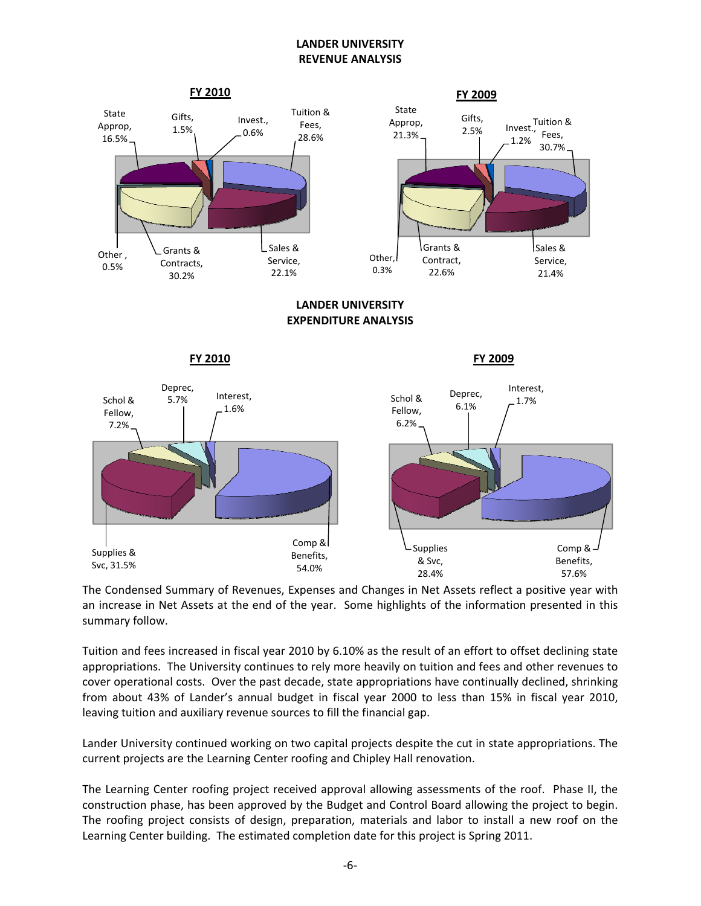## LANDER UNIVERSITY
## REVENUE ANALYSIS

**FY 2010**

State Approp, 16.5%
Gifts, 1.5%
Invest., 0.6%
Tuition & Fees, 28.6%
Other, 0.5%
Grants & Contracts, 30.2%
Sales & Service, 22.1%

**FY 2009**

State Approp, 21.3%
Gifts, 2.5%
Invest., 1.2%
Tuition & Fees, 30.7%
Other, 0.3%
Grants & Contract, 22.6%
Sales & Service, 21.4%

## LANDER UNIVERSITY
## EXPENDITURE ANALYSIS

**FY 2010**

Schol & Fellow, 7.2%
Deprec, 5.7%
Interest, 1.6%
Supplies & Svc, 31.5%
Comp & Benefits, 54.0%

**FY 2009**

Schol & Fellow, 6.2%
Deprec, 6.1%
Interest, 1.7%
Supplies & Svc, 28.4%
Comp & Benefits, 57.6%

The Condensed Summary of Revenues, Expenses and Changes in Net Assets reflect a positive year with an increase in Net Assets at the end of the year. Some highlights of the information presented in this summary follow.

Tuition and fees increased in fiscal year 2010 by 6.10% as the result of an effort to offset declining state appropriations. The University continues to rely more heavily on tuition and fees and other revenues to cover operational costs. Over the past decade, state appropriations have continually declined, shrinking from about 43% of Lander's annual budget in fiscal year 2000 to less than 15% in fiscal year 2010, leaving tuition and auxiliary revenue sources to fill the financial gap.

Lander University continued working on two capital projects despite the cut in state appropriations. The current projects are the Learning Center roofing and Chipley Hall renovation.

The Learning Center roofing project received approval allowing assessments of the roof. Phase II, the construction phase, has been approved by the Budget and Control Board allowing the project to begin. The roofing project consists of design, preparation, materials and labor to install a new roof on the Learning Center building. The estimated completion date for this project is Spring 2011.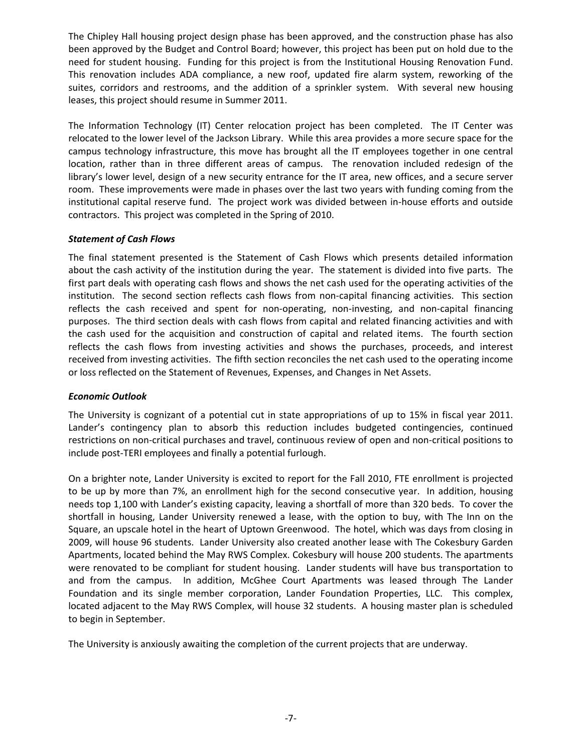The Chipley Hall housing project design phase has been approved, and the construction phase has also been approved by the Budget and Control Board; however, this project has been put on hold due to the need for student housing. Funding for this project is from the Institutional Housing Renovation Fund. This renovation includes ADA compliance, a new roof, updated fire alarm system, reworking of the suites, corridors and restrooms, and the addition of a sprinkler system. With several new housing leases, this project should resume in Summer 2011.

The Information Technology (IT) Center relocation project has been completed. The IT Center was relocated to the lower level of the Jackson Library. While this area provides a more secure space for the campus technology infrastructure, this move has brought all the IT employees together in one central location, rather than in three different areas of campus. The renovation included redesign of the library's lower level, design of a new security entrance for the IT area, new offices, and a secure server room. These improvements were made in phases over the last two years with funding coming from the institutional capital reserve fund. The project work was divided between in-house efforts and outside contractors. This project was completed in the Spring of 2010.

### *Statement of Cash Flows*

The final statement presented is the Statement of Cash Flows which presents detailed information about the cash activity of the institution during the year. The statement is divided into five parts. The first part deals with operating cash flows and shows the net cash used for the operating activities of the institution. The second section reflects cash flows from non-capital financing activities. This section reflects the cash received and spent for non-operating, non-investing, and non-capital financing purposes. The third section deals with cash flows from capital and related financing activities and with the cash used for the acquisition and construction of capital and related items. The fourth section reflects the cash flows from investing activities and shows the purchases, proceeds, and interest received from investing activities. The fifth section reconciles the net cash used to the operating income or loss reflected on the Statement of Revenues, Expenses, and Changes in Net Assets.

### *Economic Outlook*

The University is cognizant of a potential cut in state appropriations of up to 15% in fiscal year 2011. Lander's contingency plan to absorb this reduction includes budgeted contingencies, continued restrictions on non-critical purchases and travel, continuous review of open and non-critical positions to include post-TERI employees and finally a potential furlough.

On a brighter note, Lander University is excited to report for the Fall 2010, FTE enrollment is projected to be up by more than 7%, an enrollment high for the second consecutive year. In addition, housing needs top 1,100 with Lander's existing capacity, leaving a shortfall of more than 320 beds. To cover the shortfall in housing, Lander University renewed a lease, with the option to buy, with The Inn on the Square, an upscale hotel in the heart of Uptown Greenwood. The hotel, which was days from closing in 2009, will house 96 students. Lander University also created another lease with The Cokesbury Garden Apartments, located behind the May RWS Complex. Cokesbury will house 200 students. The apartments were renovated to be compliant for student housing. Lander students will have bus transportation to and from the campus. In addition, McGhee Court Apartments was leased through The Lander Foundation and its single member corporation, Lander Foundation Properties, LLC. This complex, located adjacent to the May RWS Complex, will house 32 students. A housing master plan is scheduled to begin in September.

The University is anxiously awaiting the completion of the current projects that are underway.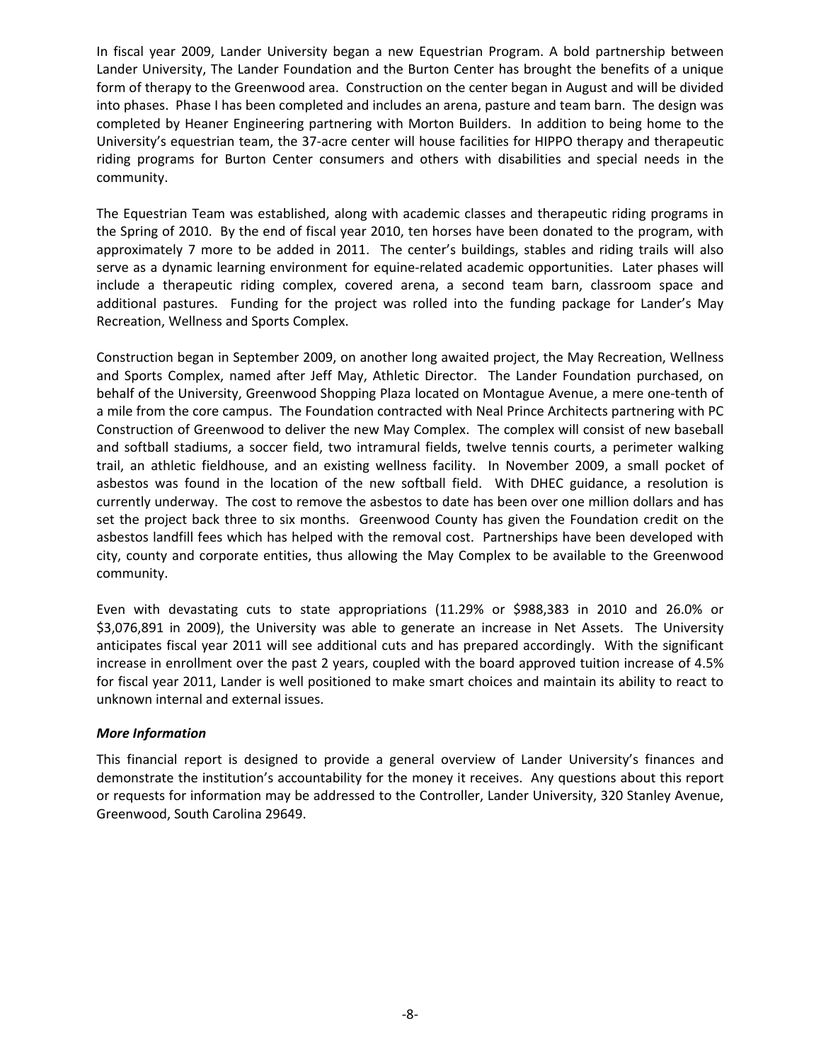In fiscal year 2009, Lander University began a new Equestrian Program. A bold partnership between Lander University, The Lander Foundation and the Burton Center has brought the benefits of a unique form of therapy to the Greenwood area. Construction on the center began in August and will be divided into phases. Phase I has been completed and includes an arena, pasture and team barn. The design was completed by Heaner Engineering partnering with Morton Builders. In addition to being home to the University's equestrian team, the 37-acre center will house facilities for HIPPO therapy and therapeutic riding programs for Burton Center consumers and others with disabilities and special needs in the community.

The Equestrian Team was established, along with academic classes and therapeutic riding programs in the Spring of 2010. By the end of fiscal year 2010, ten horses have been donated to the program, with approximately 7 more to be added in 2011. The center's buildings, stables and riding trails will also serve as a dynamic learning environment for equine-related academic opportunities. Later phases will include a therapeutic riding complex, covered arena, a second team barn, classroom space and additional pastures. Funding for the project was rolled into the funding package for Lander's May Recreation, Wellness and Sports Complex.

Construction began in September 2009, on another long awaited project, the May Recreation, Wellness and Sports Complex, named after Jeff May, Athletic Director. The Lander Foundation purchased, on behalf of the University, Greenwood Shopping Plaza located on Montague Avenue, a mere one-tenth of a mile from the core campus. The Foundation contracted with Neal Prince Architects partnering with PC Construction of Greenwood to deliver the new May Complex. The complex will consist of new baseball and softball stadiums, a soccer field, two intramural fields, twelve tennis courts, a perimeter walking trail, an athletic fieldhouse, and an existing wellness facility. In November 2009, a small pocket of asbestos was found in the location of the new softball field. With DHEC guidance, a resolution is currently underway. The cost to remove the asbestos to date has been over one million dollars and has set the project back three to six months. Greenwood County has given the Foundation credit on the asbestos landfill fees which has helped with the removal cost. Partnerships have been developed with city, county and corporate entities, thus allowing the May Complex to be available to the Greenwood community.

Even with devastating cuts to state appropriations (11.29% or \$988,383 in 2010 and 26.0% or \$3,076,891 in 2009), the University was able to generate an increase in Net Assets. The University anticipates fiscal year 2011 will see additional cuts and has prepared accordingly. With the significant increase in enrollment over the past 2 years, coupled with the board approved tuition increase of 4.5% for fiscal year 2011, Lander is well positioned to make smart choices and maintain its ability to react to unknown internal and external issues.

***More Information***

This financial report is designed to provide a general overview of Lander University's finances and demonstrate the institution's accountability for the money it receives. Any questions about this report or requests for information may be addressed to the Controller, Lander University, 320 Stanley Avenue, Greenwood, South Carolina 29649.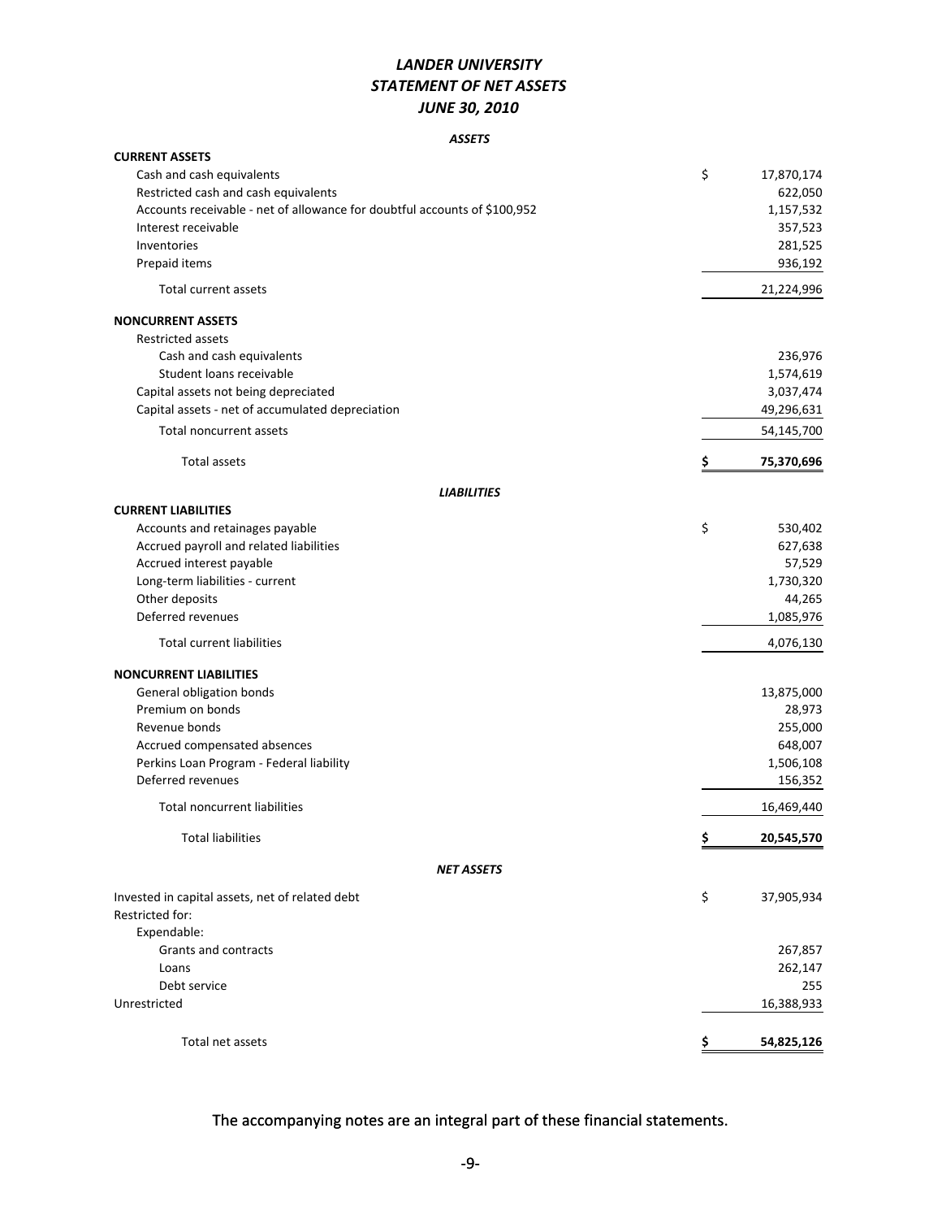# *LANDER UNIVERSITY*
# *STATEMENT OF NET ASSETS*
# *JUNE 30, 2010*

### *ASSETS*

| | |
|---|---|
| **CURRENT ASSETS** | |
| Cash and cash equivalents | $ 17,870,174 |
| Restricted cash and cash equivalents | 622,050 |
| Accounts receivable - net of allowance for doubtful accounts of $100,952 | 1,157,532 |
| Interest receivable | 357,523 |
| Inventories | 281,525 |
| Prepaid items | 936,192 |
| Total current assets | 21,224,996 |
| **NONCURRENT ASSETS** | |
| Restricted assets | |
| Cash and cash equivalents | 236,976 |
| Student loans receivable | 1,574,619 |
| Capital assets not being depreciated | 3,037,474 |
| Capital assets - net of accumulated depreciation | 49,296,631 |
| Total noncurrent assets | 54,145,700 |
| Total assets | **$ 75,370,696** |

### *LIABILITIES*

| | |
|---|---|
| **CURRENT LIABILITIES** | |
| Accounts and retainages payable | $ 530,402 |
| Accrued payroll and related liabilities | 627,638 |
| Accrued interest payable | 57,529 |
| Long-term liabilities - current | 1,730,320 |
| Other deposits | 44,265 |
| Deferred revenues | 1,085,976 |
| Total current liabilities | 4,076,130 |
| **NONCURRENT LIABILITIES** | |
| General obligation bonds | 13,875,000 |
| Premium on bonds | 28,973 |
| Revenue bonds | 255,000 |
| Accrued compensated absences | 648,007 |
| Perkins Loan Program - Federal liability | 1,506,108 |
| Deferred revenues | 156,352 |
| Total noncurrent liabilities | 16,469,440 |
| Total liabilities | **$ 20,545,570** |

### *NET ASSETS*

| | |
|---|---|
| Invested in capital assets, net of related debt | $ 37,905,934 |
| Restricted for: | |
| Expendable: | |
| Grants and contracts | 267,857 |
| Loans | 262,147 |
| Debt service | 255 |
| Unrestricted | 16,388,933 |
| Total net assets | **$ 54,825,126** |

The accompanying notes are an integral part of these financial statements.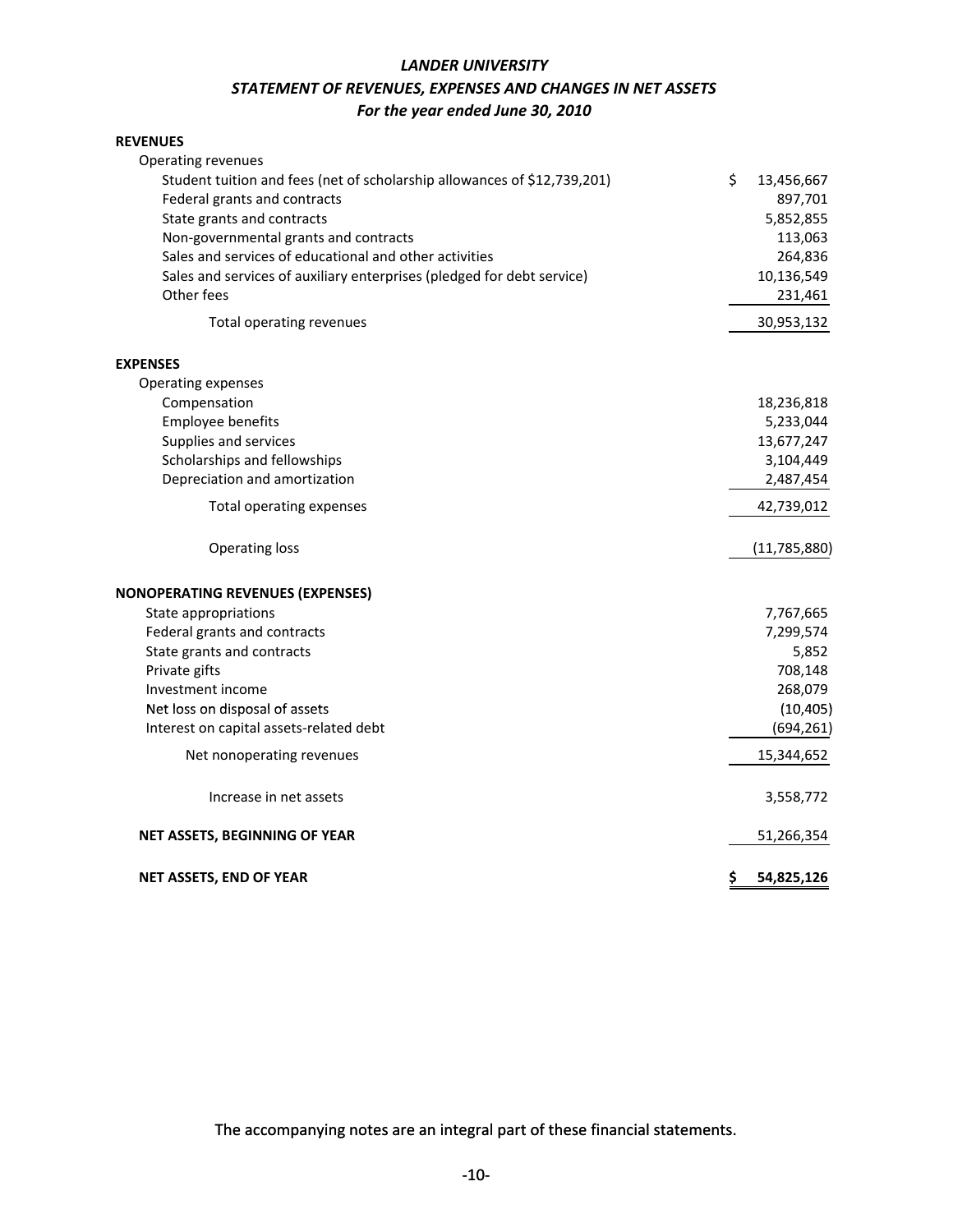# *LANDER UNIVERSITY*

## *STATEMENT OF REVENUES, EXPENSES AND CHANGES IN NET ASSETS*

### *For the year ended June 30, 2010*

| | |
|---|---:|
| **REVENUES** | |
| Operating revenues | |
| Student tuition and fees (net of scholarship allowances of $12,739,201) | $ 13,456,667 |
| Federal grants and contracts | 897,701 |
| State grants and contracts | 5,852,855 |
| Non-governmental grants and contracts | 113,063 |
| Sales and services of educational and other activities | 264,836 |
| Sales and services of auxiliary enterprises (pledged for debt service) | 10,136,549 |
| Other fees | 231,461 |
| Total operating revenues | 30,953,132 |
| **EXPENSES** | |
| Operating expenses | |
| Compensation | 18,236,818 |
| Employee benefits | 5,233,044 |
| Supplies and services | 13,677,247 |
| Scholarships and fellowships | 3,104,449 |
| Depreciation and amortization | 2,487,454 |
| Total operating expenses | 42,739,012 |
| Operating loss | (11,785,880) |
| **NONOPERATING REVENUES (EXPENSES)** | |
| State appropriations | 7,767,665 |
| Federal grants and contracts | 7,299,574 |
| State grants and contracts | 5,852 |
| Private gifts | 708,148 |
| Investment income | 268,079 |
| Net loss on disposal of assets | (10,405) |
| Interest on capital assets-related debt | (694,261) |
| Net nonoperating revenues | 15,344,652 |
| Increase in net assets | 3,558,772 |
| **NET ASSETS, BEGINNING OF YEAR** | 51,266,354 |
| **NET ASSETS, END OF YEAR** | **$ 54,825,126** |

The accompanying notes are an integral part of these financial statements.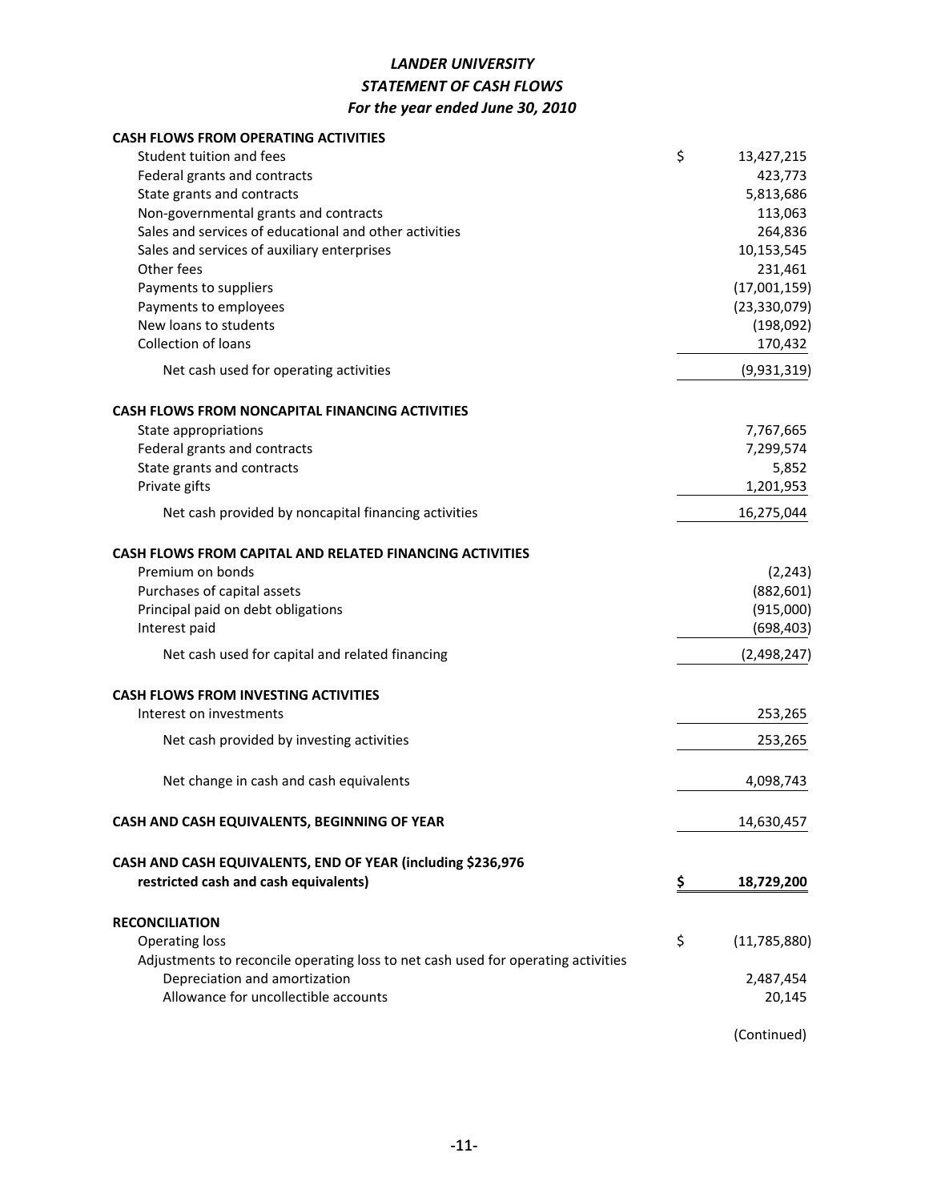# *LANDER UNIVERSITY*

## *STATEMENT OF CASH FLOWS*

### *For the year ended June 30, 2010*

| | |
|---|---|
| **CASH FLOWS FROM OPERATING ACTIVITIES** | |
| Student tuition and fees | $ 13,427,215 |
| Federal grants and contracts | 423,773 |
| State grants and contracts | 5,813,686 |
| Non-governmental grants and contracts | 113,063 |
| Sales and services of educational and other activities | 264,836 |
| Sales and services of auxiliary enterprises | 10,153,545 |
| Other fees | 231,461 |
| Payments to suppliers | (17,001,159) |
| Payments to employees | (23,330,079) |
| New loans to students | (198,092) |
| Collection of loans | 170,432 |
| Net cash used for operating activities | (9,931,319) |
| **CASH FLOWS FROM NONCAPITAL FINANCING ACTIVITIES** | |
| State appropriations | 7,767,665 |
| Federal grants and contracts | 7,299,574 |
| State grants and contracts | 5,852 |
| Private gifts | 1,201,953 |
| Net cash provided by noncapital financing activities | 16,275,044 |
| **CASH FLOWS FROM CAPITAL AND RELATED FINANCING ACTIVITIES** | |
| Premium on bonds | (2,243) |
| Purchases of capital assets | (882,601) |
| Principal paid on debt obligations | (915,000) |
| Interest paid | (698,403) |
| Net cash used for capital and related financing | (2,498,247) |
| **CASH FLOWS FROM INVESTING ACTIVITIES** | |
| Interest on investments | 253,265 |
| Net cash provided by investing activities | 253,265 |
| Net change in cash and cash equivalents | 4,098,743 |
| **CASH AND CASH EQUIVALENTS, BEGINNING OF YEAR** | 14,630,457 |
| **CASH AND CASH EQUIVALENTS, END OF YEAR (including $236,976 restricted cash and cash equivalents)** | **$ 18,729,200** |
| **RECONCILIATION** | |
| Operating loss | $ (11,785,880) |
| Adjustments to reconcile operating loss to net cash used for operating activities | |
| Depreciation and amortization | 2,487,454 |
| Allowance for uncollectible accounts | 20,145 |

(Continued)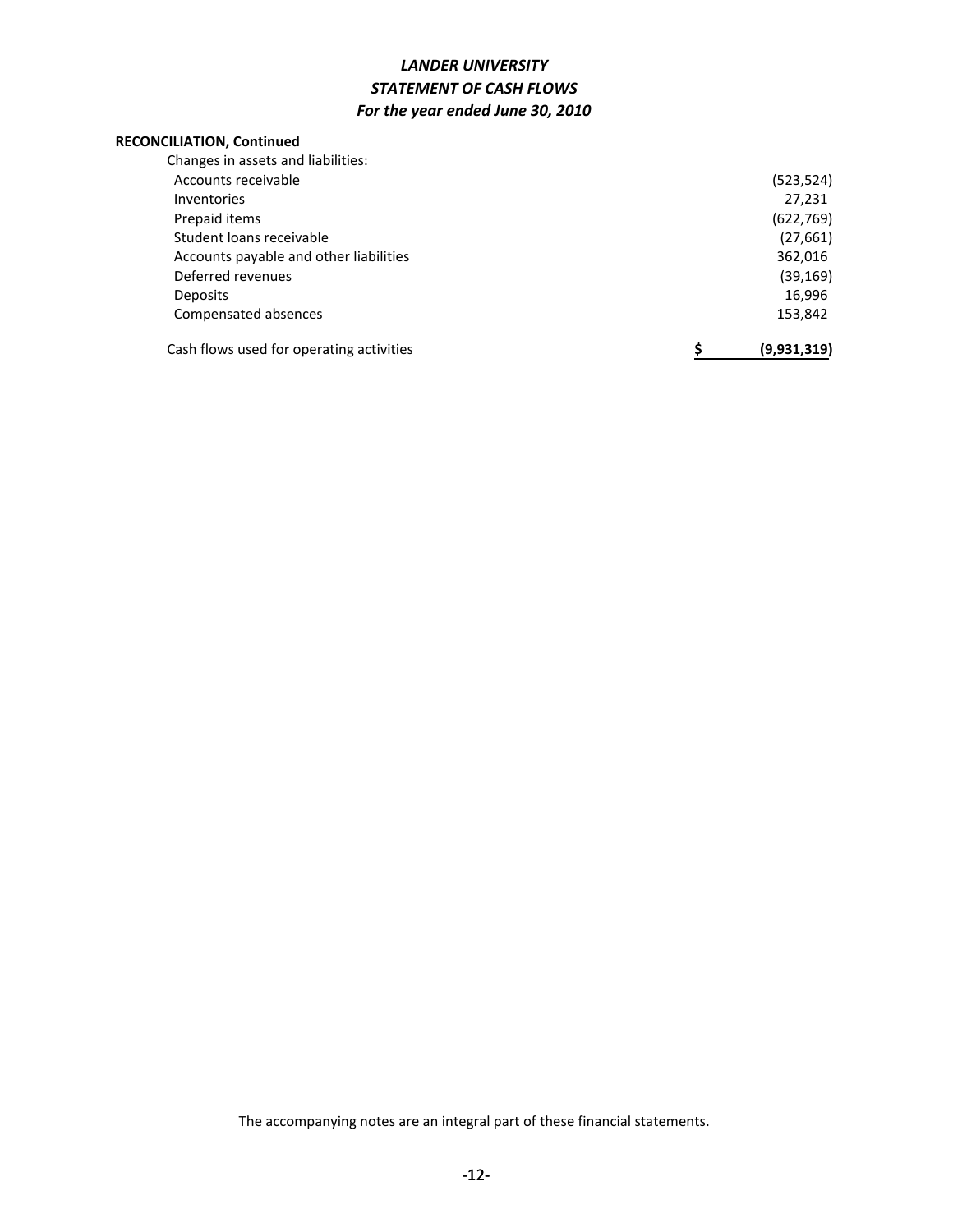# *LANDER UNIVERSITY*
## *STATEMENT OF CASH FLOWS*
### *For the year ended June 30, 2010*

**RECONCILIATION, Continued**

| | |
|---|---:|
| Changes in assets and liabilities: | |
| Accounts receivable | (523,524) |
| Inventories | 27,231 |
| Prepaid items | (622,769) |
| Student loans receivable | (27,661) |
| Accounts payable and other liabilities | 362,016 |
| Deferred revenues | (39,169) |
| Deposits | 16,996 |
| Compensated absences | 153,842 |
| Cash flows used for operating activities | **$ (9,931,319)** |

The accompanying notes are an integral part of these financial statements.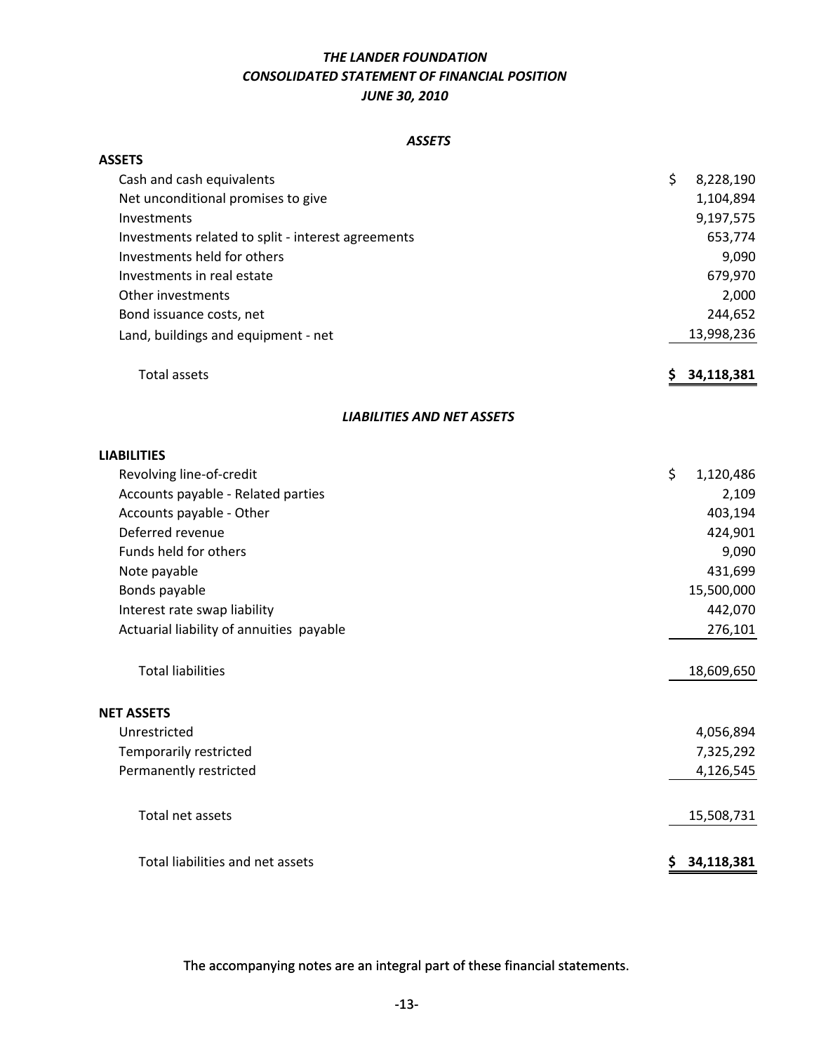# *THE LANDER FOUNDATION*
## *CONSOLIDATED STATEMENT OF FINANCIAL POSITION*
### *JUNE 30, 2010*

***ASSETS***

| | |
|---|---|
| **ASSETS** | |
| Cash and cash equivalents | $ 8,228,190 |
| Net unconditional promises to give | 1,104,894 |
| Investments | 9,197,575 |
| Investments related to split - interest agreements | 653,774 |
| Investments held for others | 9,090 |
| Investments in real estate | 679,970 |
| Other investments | 2,000 |
| Bond issuance costs, net | 244,652 |
| Land, buildings and equipment - net | 13,998,236 |
| Total assets | **$ 34,118,381** |

***LIABILITIES AND NET ASSETS***

| | |
|---|---|
| **LIABILITIES** | |
| Revolving line-of-credit | $ 1,120,486 |
| Accounts payable - Related parties | 2,109 |
| Accounts payable - Other | 403,194 |
| Deferred revenue | 424,901 |
| Funds held for others | 9,090 |
| Note payable | 431,699 |
| Bonds payable | 15,500,000 |
| Interest rate swap liability | 442,070 |
| Actuarial liability of annuities payable | 276,101 |
| Total liabilities | 18,609,650 |
| **NET ASSETS** | |
| Unrestricted | 4,056,894 |
| Temporarily restricted | 7,325,292 |
| Permanently restricted | 4,126,545 |
| Total net assets | 15,508,731 |
| Total liabilities and net assets | **$ 34,118,381** |

The accompanying notes are an integral part of these financial statements.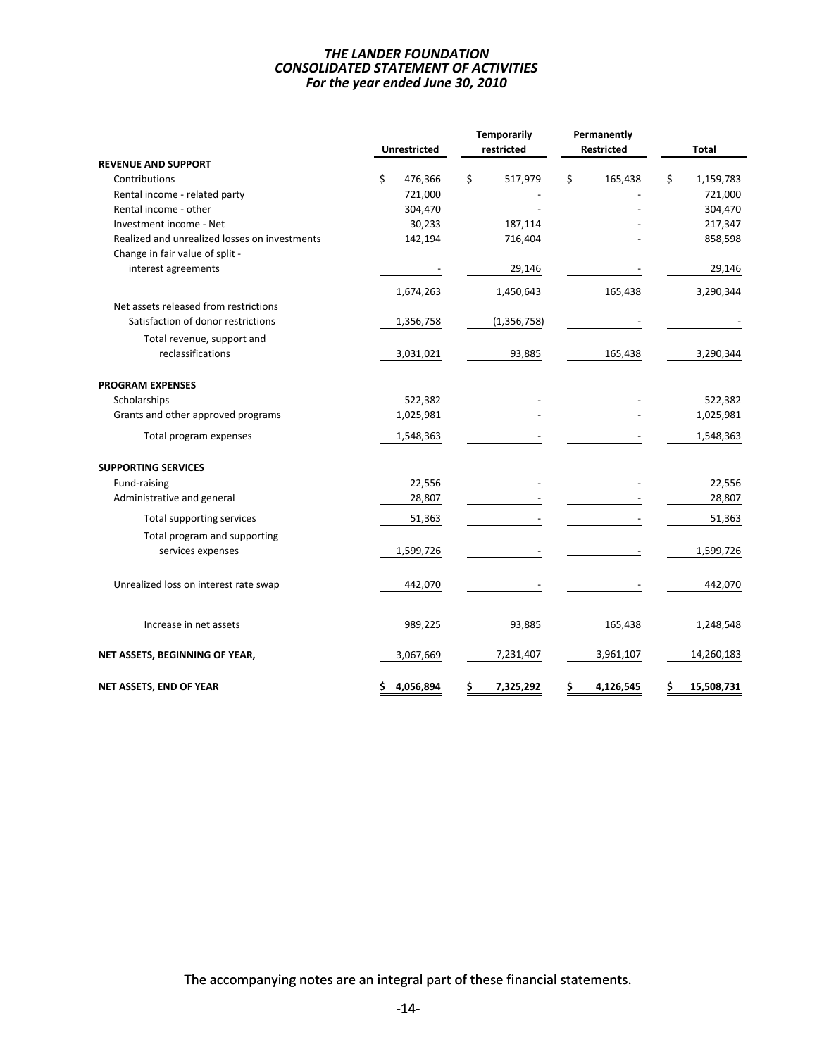***THE LANDER FOUNDATION***
***CONSOLIDATED STATEMENT OF ACTIVITIES***
***For the year ended June 30, 2010***

| | Unrestricted | Temporarily restricted | Permanently Restricted | Total |
|---|---|---|---|---|
| **REVENUE AND SUPPORT** | | | | |
| Contributions | $ 476,366 | $ 517,979 | $ 165,438 | $ 1,159,783 |
| Rental income - related party | 721,000 | - | - | 721,000 |
| Rental income - other | 304,470 | - | - | 304,470 |
| Investment income - Net | 30,233 | 187,114 | - | 217,347 |
| Realized and unrealized losses on investments | 142,194 | 716,404 | - | 858,598 |
| Change in fair value of split - interest agreements | - | 29,146 | - | 29,146 |
| | 1,674,263 | 1,450,643 | 165,438 | 3,290,344 |
| Net assets released from restrictions Satisfaction of donor restrictions | 1,356,758 | (1,356,758) | - | - |
| Total revenue, support and reclassifications | 3,031,021 | 93,885 | 165,438 | 3,290,344 |
| **PROGRAM EXPENSES** | | | | |
| Scholarships | 522,382 | - | - | 522,382 |
| Grants and other approved programs | 1,025,981 | - | - | 1,025,981 |
| Total program expenses | 1,548,363 | - | - | 1,548,363 |
| **SUPPORTING SERVICES** | | | | |
| Fund-raising | 22,556 | - | - | 22,556 |
| Administrative and general | 28,807 | - | - | 28,807 |
| Total supporting services | 51,363 | - | - | 51,363 |
| Total program and supporting services expenses | 1,599,726 | - | - | 1,599,726 |
| Unrealized loss on interest rate swap | 442,070 | - | - | 442,070 |
| Increase in net assets | 989,225 | 93,885 | 165,438 | 1,248,548 |
| **NET ASSETS, BEGINNING OF YEAR,** | 3,067,669 | 7,231,407 | 3,961,107 | 14,260,183 |
| **NET ASSETS, END OF YEAR** | **$ 4,056,894** | **$ 7,325,292** | **$ 4,126,545** | **$ 15,508,731** |

The accompanying notes are an integral part of these financial statements.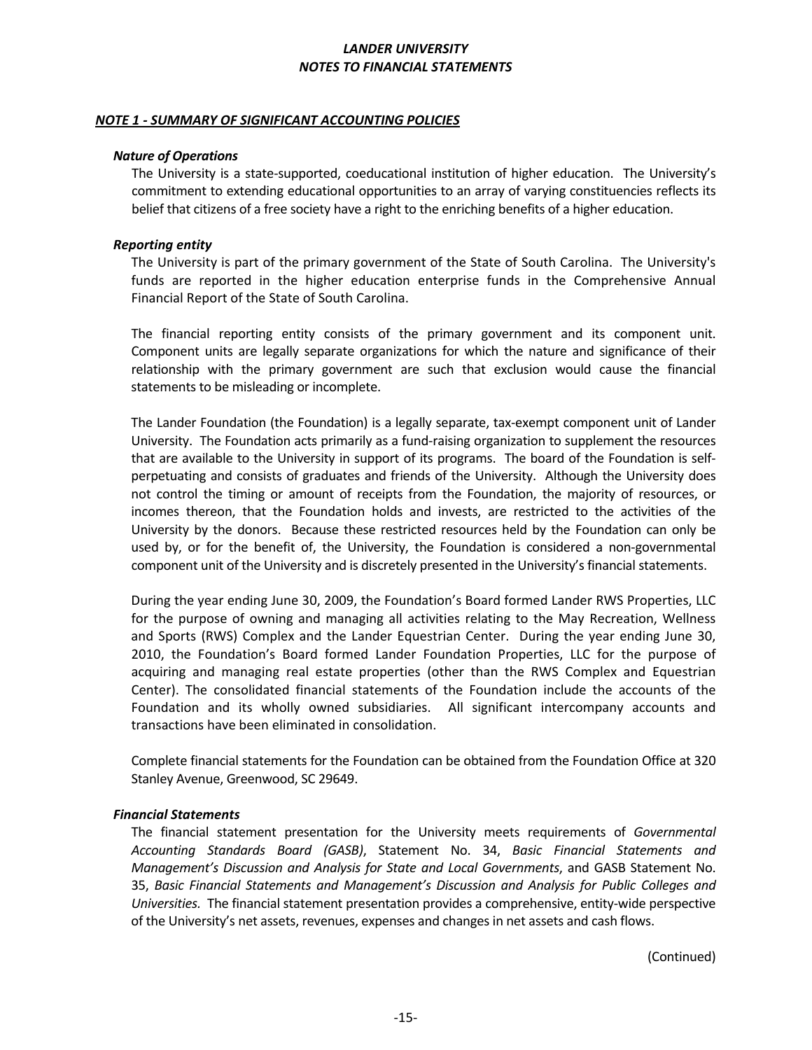# *LANDER UNIVERSITY*
# *NOTES TO FINANCIAL STATEMENTS*

## ***NOTE 1 - SUMMARY OF SIGNIFICANT ACCOUNTING POLICIES***

### ***Nature of Operations***

The University is a state-supported, coeducational institution of higher education. The University's commitment to extending educational opportunities to an array of varying constituencies reflects its belief that citizens of a free society have a right to the enriching benefits of a higher education.

### ***Reporting entity***

The University is part of the primary government of the State of South Carolina. The University's funds are reported in the higher education enterprise funds in the Comprehensive Annual Financial Report of the State of South Carolina.

The financial reporting entity consists of the primary government and its component unit. Component units are legally separate organizations for which the nature and significance of their relationship with the primary government are such that exclusion would cause the financial statements to be misleading or incomplete.

The Lander Foundation (the Foundation) is a legally separate, tax-exempt component unit of Lander University. The Foundation acts primarily as a fund-raising organization to supplement the resources that are available to the University in support of its programs. The board of the Foundation is self-perpetuating and consists of graduates and friends of the University. Although the University does not control the timing or amount of receipts from the Foundation, the majority of resources, or incomes thereon, that the Foundation holds and invests, are restricted to the activities of the University by the donors. Because these restricted resources held by the Foundation can only be used by, or for the benefit of, the University, the Foundation is considered a non-governmental component unit of the University and is discretely presented in the University's financial statements.

During the year ending June 30, 2009, the Foundation's Board formed Lander RWS Properties, LLC for the purpose of owning and managing all activities relating to the May Recreation, Wellness and Sports (RWS) Complex and the Lander Equestrian Center. During the year ending June 30, 2010, the Foundation's Board formed Lander Foundation Properties, LLC for the purpose of acquiring and managing real estate properties (other than the RWS Complex and Equestrian Center). The consolidated financial statements of the Foundation include the accounts of the Foundation and its wholly owned subsidiaries. All significant intercompany accounts and transactions have been eliminated in consolidation.

Complete financial statements for the Foundation can be obtained from the Foundation Office at 320 Stanley Avenue, Greenwood, SC 29649.

### ***Financial Statements***

The financial statement presentation for the University meets requirements of *Governmental Accounting Standards Board (GASB)*, Statement No. 34, *Basic Financial Statements and Management's Discussion and Analysis for State and Local Governments*, and GASB Statement No. 35, *Basic Financial Statements and Management's Discussion and Analysis for Public Colleges and Universities.* The financial statement presentation provides a comprehensive, entity-wide perspective of the University's net assets, revenues, expenses and changes in net assets and cash flows.

(Continued)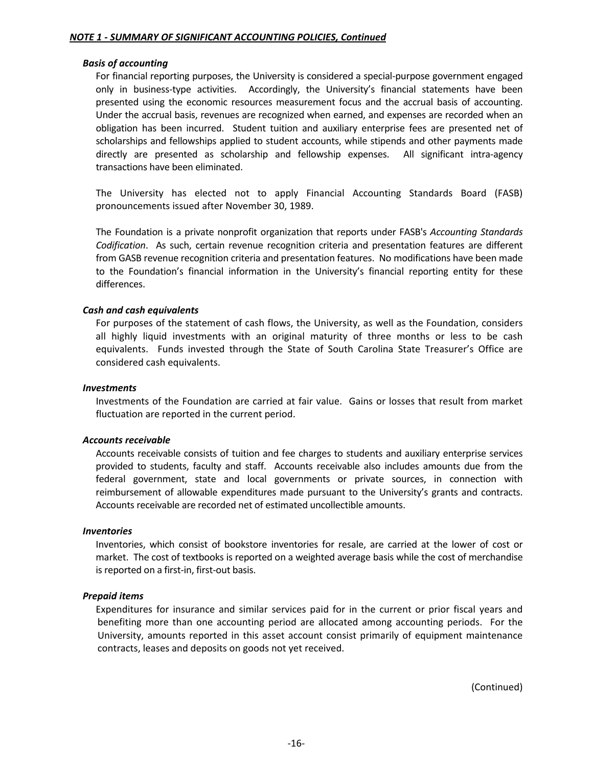***NOTE 1 - SUMMARY OF SIGNIFICANT ACCOUNTING POLICIES, Continued***

***Basis of accounting***

For financial reporting purposes, the University is considered a special-purpose government engaged only in business-type activities. Accordingly, the University's financial statements have been presented using the economic resources measurement focus and the accrual basis of accounting. Under the accrual basis, revenues are recognized when earned, and expenses are recorded when an obligation has been incurred. Student tuition and auxiliary enterprise fees are presented net of scholarships and fellowships applied to student accounts, while stipends and other payments made directly are presented as scholarship and fellowship expenses. All significant intra-agency transactions have been eliminated.

The University has elected not to apply Financial Accounting Standards Board (FASB) pronouncements issued after November 30, 1989.

The Foundation is a private nonprofit organization that reports under FASB's *Accounting Standards Codification*. As such, certain revenue recognition criteria and presentation features are different from GASB revenue recognition criteria and presentation features. No modifications have been made to the Foundation's financial information in the University's financial reporting entity for these differences.

***Cash and cash equivalents***

For purposes of the statement of cash flows, the University, as well as the Foundation, considers all highly liquid investments with an original maturity of three months or less to be cash equivalents. Funds invested through the State of South Carolina State Treasurer's Office are considered cash equivalents.

***Investments***

Investments of the Foundation are carried at fair value. Gains or losses that result from market fluctuation are reported in the current period.

***Accounts receivable***

Accounts receivable consists of tuition and fee charges to students and auxiliary enterprise services provided to students, faculty and staff. Accounts receivable also includes amounts due from the federal government, state and local governments or private sources, in connection with reimbursement of allowable expenditures made pursuant to the University's grants and contracts. Accounts receivable are recorded net of estimated uncollectible amounts.

***Inventories***

Inventories, which consist of bookstore inventories for resale, are carried at the lower of cost or market. The cost of textbooks is reported on a weighted average basis while the cost of merchandise is reported on a first-in, first-out basis.

***Prepaid items***

Expenditures for insurance and similar services paid for in the current or prior fiscal years and benefiting more than one accounting period are allocated among accounting periods. For the University, amounts reported in this asset account consist primarily of equipment maintenance contracts, leases and deposits on goods not yet received.

(Continued)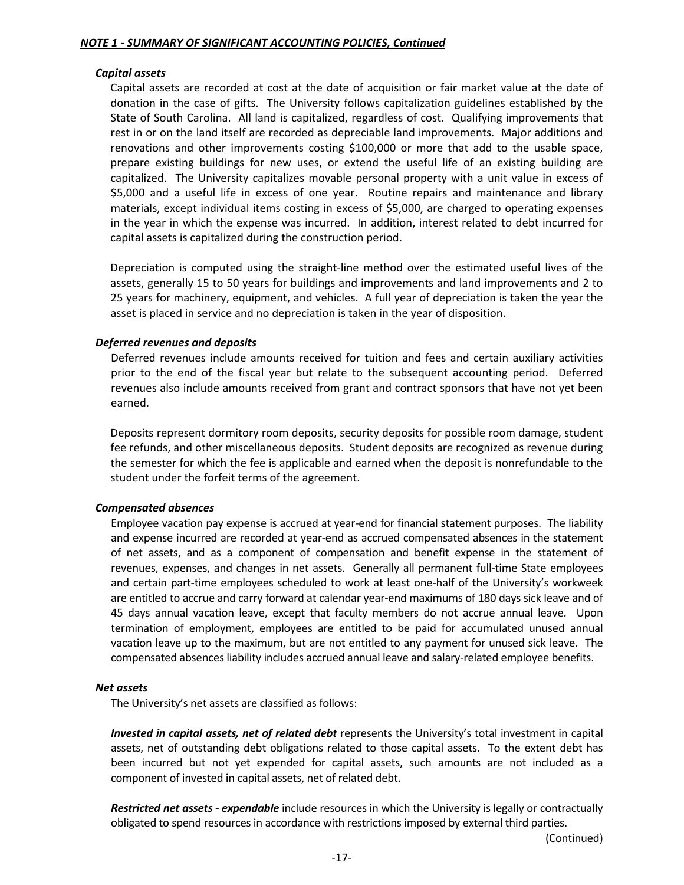***NOTE 1 - SUMMARY OF SIGNIFICANT ACCOUNTING POLICIES, Continued***

***Capital assets***

Capital assets are recorded at cost at the date of acquisition or fair market value at the date of donation in the case of gifts. The University follows capitalization guidelines established by the State of South Carolina. All land is capitalized, regardless of cost. Qualifying improvements that rest in or on the land itself are recorded as depreciable land improvements. Major additions and renovations and other improvements costing $100,000 or more that add to the usable space, prepare existing buildings for new uses, or extend the useful life of an existing building are capitalized. The University capitalizes movable personal property with a unit value in excess of $5,000 and a useful life in excess of one year. Routine repairs and maintenance and library materials, except individual items costing in excess of $5,000, are charged to operating expenses in the year in which the expense was incurred. In addition, interest related to debt incurred for capital assets is capitalized during the construction period.

Depreciation is computed using the straight-line method over the estimated useful lives of the assets, generally 15 to 50 years for buildings and improvements and land improvements and 2 to 25 years for machinery, equipment, and vehicles. A full year of depreciation is taken the year the asset is placed in service and no depreciation is taken in the year of disposition.

***Deferred revenues and deposits***

Deferred revenues include amounts received for tuition and fees and certain auxiliary activities prior to the end of the fiscal year but relate to the subsequent accounting period. Deferred revenues also include amounts received from grant and contract sponsors that have not yet been earned.

Deposits represent dormitory room deposits, security deposits for possible room damage, student fee refunds, and other miscellaneous deposits. Student deposits are recognized as revenue during the semester for which the fee is applicable and earned when the deposit is nonrefundable to the student under the forfeit terms of the agreement.

***Compensated absences***

Employee vacation pay expense is accrued at year-end for financial statement purposes. The liability and expense incurred are recorded at year-end as accrued compensated absences in the statement of net assets, and as a component of compensation and benefit expense in the statement of revenues, expenses, and changes in net assets. Generally all permanent full-time State employees and certain part-time employees scheduled to work at least one-half of the University's workweek are entitled to accrue and carry forward at calendar year-end maximums of 180 days sick leave and of 45 days annual vacation leave, except that faculty members do not accrue annual leave. Upon termination of employment, employees are entitled to be paid for accumulated unused annual vacation leave up to the maximum, but are not entitled to any payment for unused sick leave. The compensated absences liability includes accrued annual leave and salary-related employee benefits.

***Net assets***

The University's net assets are classified as follows:

***Invested in capital assets, net of related debt*** represents the University's total investment in capital assets, net of outstanding debt obligations related to those capital assets. To the extent debt has been incurred but not yet expended for capital assets, such amounts are not included as a component of invested in capital assets, net of related debt.

***Restricted net assets - expendable*** include resources in which the University is legally or contractually obligated to spend resources in accordance with restrictions imposed by external third parties.

(Continued)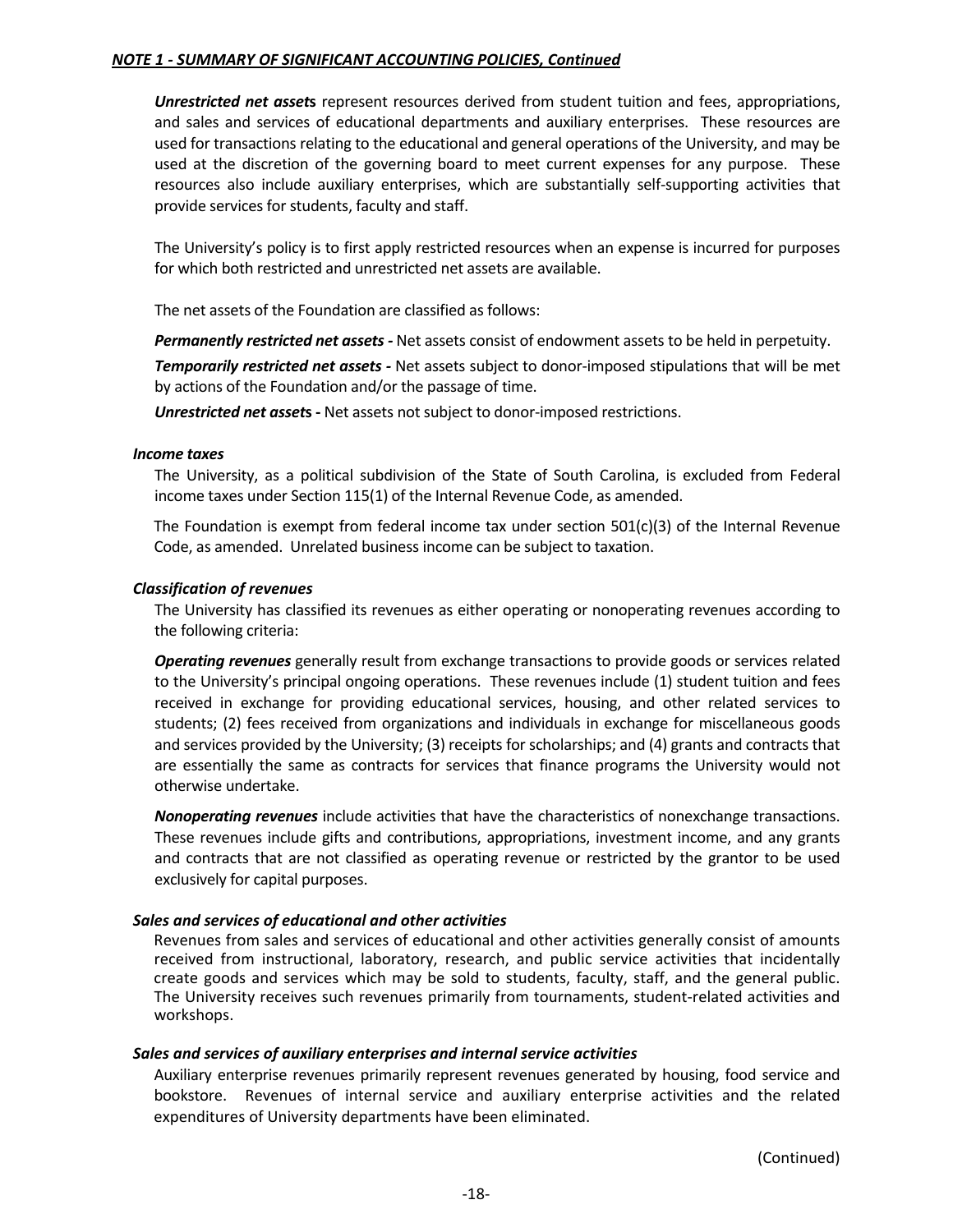***NOTE 1 - SUMMARY OF SIGNIFICANT ACCOUNTING POLICIES, Continued***

***Unrestricted net assets*** represent resources derived from student tuition and fees, appropriations, and sales and services of educational departments and auxiliary enterprises. These resources are used for transactions relating to the educational and general operations of the University, and may be used at the discretion of the governing board to meet current expenses for any purpose. These resources also include auxiliary enterprises, which are substantially self-supporting activities that provide services for students, faculty and staff.

The University's policy is to first apply restricted resources when an expense is incurred for purposes for which both restricted and unrestricted net assets are available.

The net assets of the Foundation are classified as follows:

***Permanently restricted net assets -*** Net assets consist of endowment assets to be held in perpetuity.

***Temporarily restricted net assets -*** Net assets subject to donor-imposed stipulations that will be met by actions of the Foundation and/or the passage of time.

***Unrestricted net assets -*** Net assets not subject to donor-imposed restrictions.

***Income taxes***

The University, as a political subdivision of the State of South Carolina, is excluded from Federal income taxes under Section 115(1) of the Internal Revenue Code, as amended.

The Foundation is exempt from federal income tax under section 501(c)(3) of the Internal Revenue Code, as amended. Unrelated business income can be subject to taxation.

***Classification of revenues***

The University has classified its revenues as either operating or nonoperating revenues according to the following criteria:

***Operating revenues*** generally result from exchange transactions to provide goods or services related to the University's principal ongoing operations. These revenues include (1) student tuition and fees received in exchange for providing educational services, housing, and other related services to students; (2) fees received from organizations and individuals in exchange for miscellaneous goods and services provided by the University; (3) receipts for scholarships; and (4) grants and contracts that are essentially the same as contracts for services that finance programs the University would not otherwise undertake.

***Nonoperating revenues*** include activities that have the characteristics of nonexchange transactions. These revenues include gifts and contributions, appropriations, investment income, and any grants and contracts that are not classified as operating revenue or restricted by the grantor to be used exclusively for capital purposes.

***Sales and services of educational and other activities***

Revenues from sales and services of educational and other activities generally consist of amounts received from instructional, laboratory, research, and public service activities that incidentally create goods and services which may be sold to students, faculty, staff, and the general public. The University receives such revenues primarily from tournaments, student-related activities and workshops.

***Sales and services of auxiliary enterprises and internal service activities***

Auxiliary enterprise revenues primarily represent revenues generated by housing, food service and bookstore. Revenues of internal service and auxiliary enterprise activities and the related expenditures of University departments have been eliminated.

(Continued)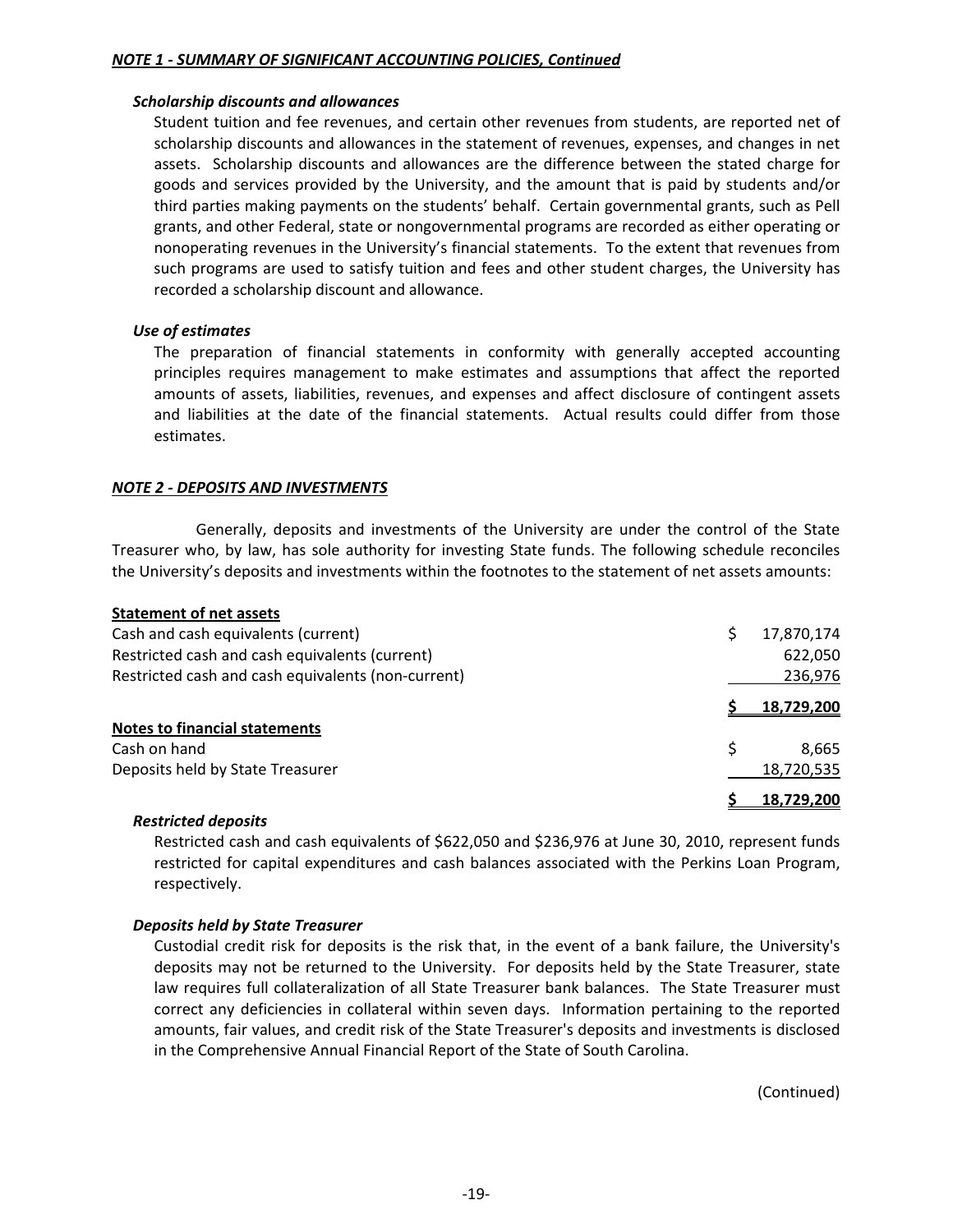***NOTE 1 - SUMMARY OF SIGNIFICANT ACCOUNTING POLICIES, Continued***

***Scholarship discounts and allowances***

Student tuition and fee revenues, and certain other revenues from students, are reported net of scholarship discounts and allowances in the statement of revenues, expenses, and changes in net assets. Scholarship discounts and allowances are the difference between the stated charge for goods and services provided by the University, and the amount that is paid by students and/or third parties making payments on the students' behalf. Certain governmental grants, such as Pell grants, and other Federal, state or nongovernmental programs are recorded as either operating or nonoperating revenues in the University's financial statements. To the extent that revenues from such programs are used to satisfy tuition and fees and other student charges, the University has recorded a scholarship discount and allowance.

***Use of estimates***

The preparation of financial statements in conformity with generally accepted accounting principles requires management to make estimates and assumptions that affect the reported amounts of assets, liabilities, revenues, and expenses and affect disclosure of contingent assets and liabilities at the date of the financial statements. Actual results could differ from those estimates.

***NOTE 2 - DEPOSITS AND INVESTMENTS***

Generally, deposits and investments of the University are under the control of the State Treasurer who, by law, has sole authority for investing State funds. The following schedule reconciles the University's deposits and investments within the footnotes to the statement of net assets amounts:

| | |
|---|---|
| **Statement of net assets** | |
| Cash and cash equivalents (current) | $ 17,870,174 |
| Restricted cash and cash equivalents (current) | 622,050 |
| Restricted cash and cash equivalents (non-current) | 236,976 |
| | **$ 18,729,200** |
| **Notes to financial statements** | |
| Cash on hand | $ 8,665 |
| Deposits held by State Treasurer | 18,720,535 |
| | **$ 18,729,200** |

***Restricted deposits***

Restricted cash and cash equivalents of $622,050 and $236,976 at June 30, 2010, represent funds restricted for capital expenditures and cash balances associated with the Perkins Loan Program, respectively.

***Deposits held by State Treasurer***

Custodial credit risk for deposits is the risk that, in the event of a bank failure, the University's deposits may not be returned to the University. For deposits held by the State Treasurer, state law requires full collateralization of all State Treasurer bank balances. The State Treasurer must correct any deficiencies in collateral within seven days. Information pertaining to the reported amounts, fair values, and credit risk of the State Treasurer's deposits and investments is disclosed in the Comprehensive Annual Financial Report of the State of South Carolina.

(Continued)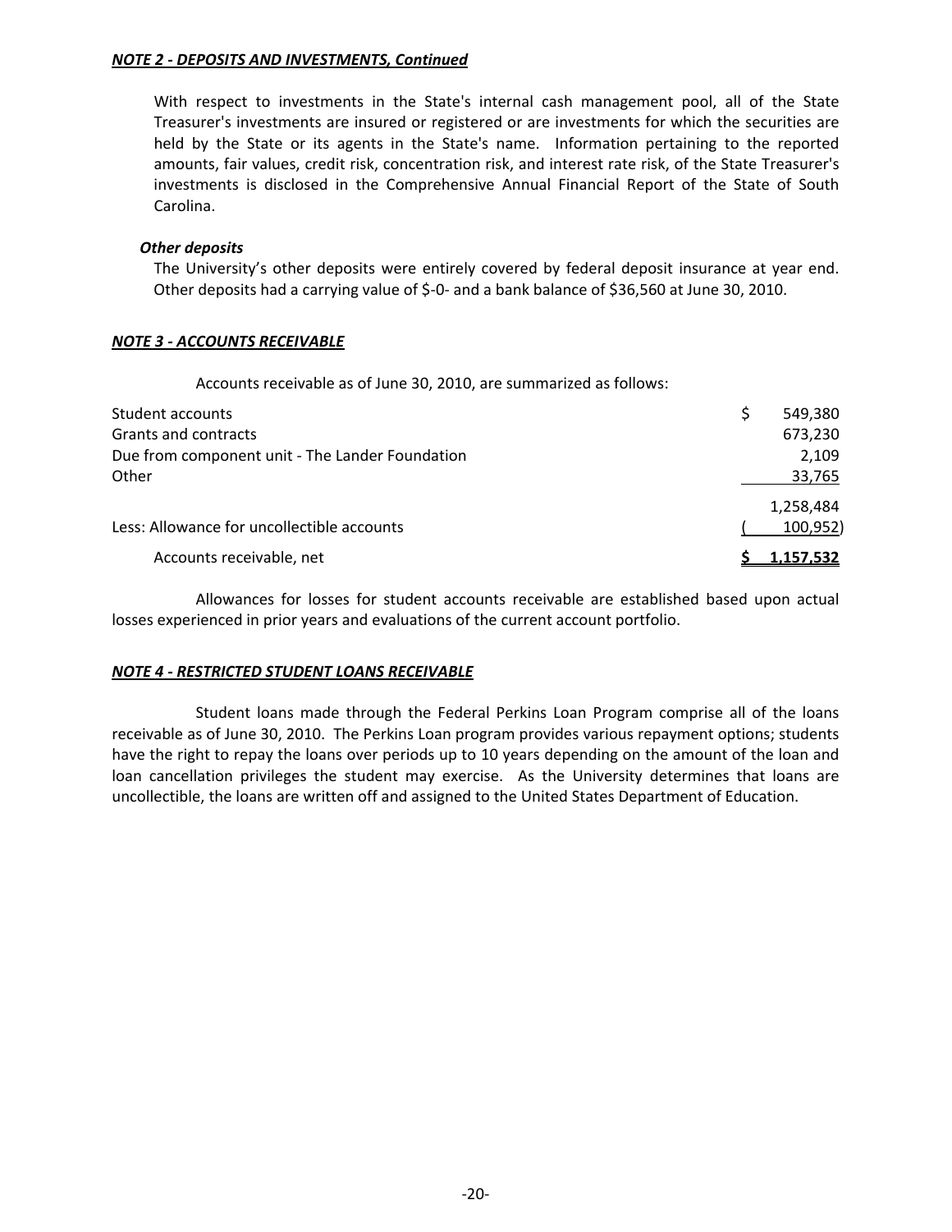***NOTE 2 - DEPOSITS AND INVESTMENTS, Continued***

With respect to investments in the State's internal cash management pool, all of the State Treasurer's investments are insured or registered or are investments for which the securities are held by the State or its agents in the State's name. Information pertaining to the reported amounts, fair values, credit risk, concentration risk, and interest rate risk, of the State Treasurer's investments is disclosed in the Comprehensive Annual Financial Report of the State of South Carolina.

***Other deposits***

The University's other deposits were entirely covered by federal deposit insurance at year end. Other deposits had a carrying value of $-0- and a bank balance of $36,560 at June 30, 2010.

***NOTE 3 - ACCOUNTS RECEIVABLE***

Accounts receivable as of June 30, 2010, are summarized as follows:

| | |
|---|---|
| Student accounts | $ 549,380 |
| Grants and contracts | 673,230 |
| Due from component unit - The Lander Foundation | 2,109 |
| Other | 33,765 |
| | 1,258,484 |
| Less: Allowance for uncollectible accounts | ( 100,952) |
| Accounts receivable, net | $ 1,157,532 |

Allowances for losses for student accounts receivable are established based upon actual losses experienced in prior years and evaluations of the current account portfolio.

***NOTE 4 - RESTRICTED STUDENT LOANS RECEIVABLE***

Student loans made through the Federal Perkins Loan Program comprise all of the loans receivable as of June 30, 2010. The Perkins Loan program provides various repayment options; students have the right to repay the loans over periods up to 10 years depending on the amount of the loan and loan cancellation privileges the student may exercise. As the University determines that loans are uncollectible, the loans are written off and assigned to the United States Department of Education.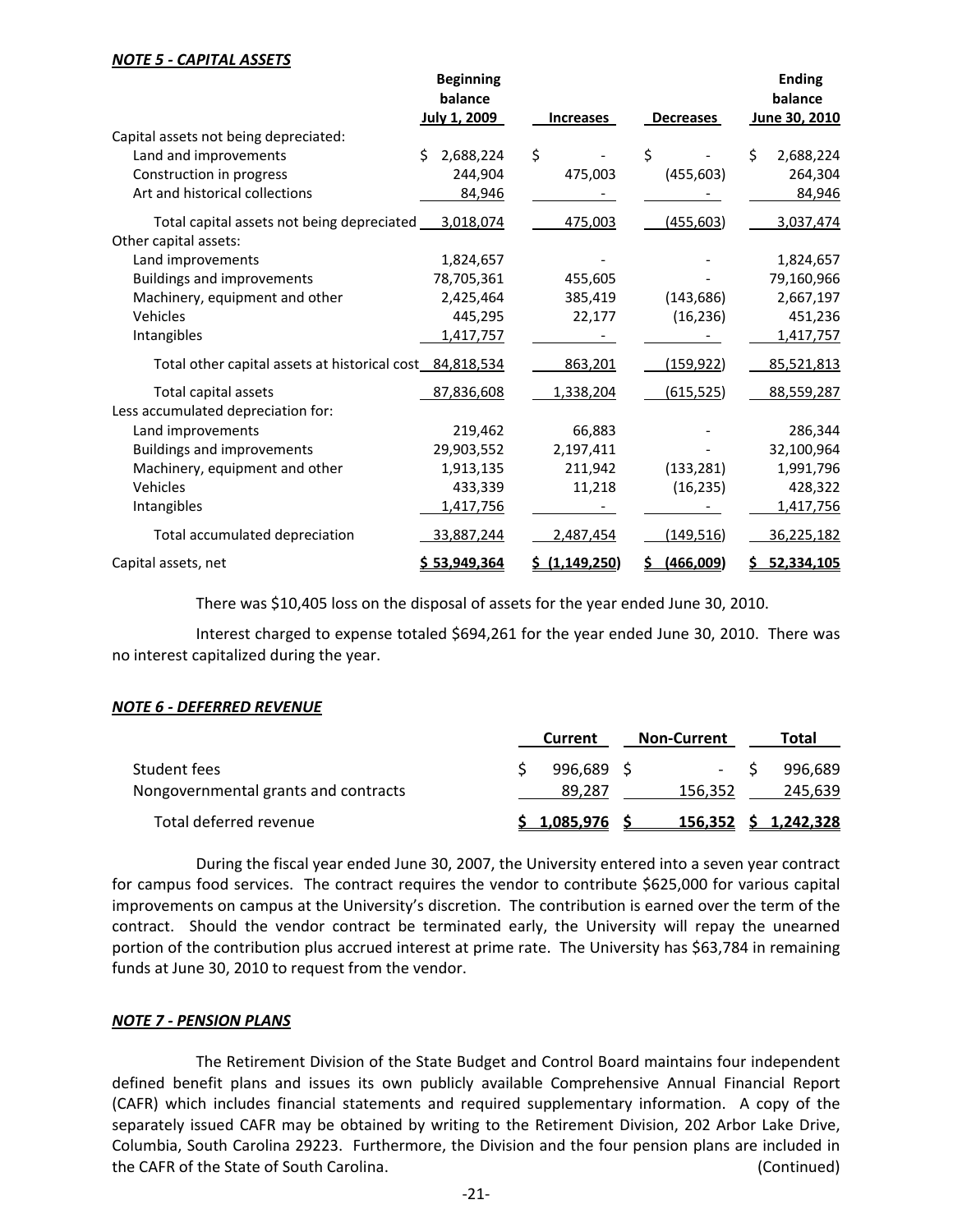***NOTE 5 - CAPITAL ASSETS***

| | Beginning balance July 1, 2009 | Increases | Decreases | Ending balance June 30, 2010 |
|---|---|---|---|---|
| Capital assets not being depreciated: | | | | |
| Land and improvements | $ 2,688,224 | $ - | $ - | $ 2,688,224 |
| Construction in progress | 244,904 | 475,003 | (455,603) | 264,304 |
| Art and historical collections | 84,946 | - | - | 84,946 |
| Total capital assets not being depreciated | 3,018,074 | 475,003 | (455,603) | 3,037,474 |
| Other capital assets: | | | | |
| Land improvements | 1,824,657 | - | - | 1,824,657 |
| Buildings and improvements | 78,705,361 | 455,605 | - | 79,160,966 |
| Machinery, equipment and other | 2,425,464 | 385,419 | (143,686) | 2,667,197 |
| Vehicles | 445,295 | 22,177 | (16,236) | 451,236 |
| Intangibles | 1,417,757 | - | - | 1,417,757 |
| Total other capital assets at historical cost | 84,818,534 | 863,201 | (159,922) | 85,521,813 |
| Total capital assets | 87,836,608 | 1,338,204 | (615,525) | 88,559,287 |
| Less accumulated depreciation for: | | | | |
| Land improvements | 219,462 | 66,883 | - | 286,344 |
| Buildings and improvements | 29,903,552 | 2,197,411 | - | 32,100,964 |
| Machinery, equipment and other | 1,913,135 | 211,942 | (133,281) | 1,991,796 |
| Vehicles | 433,339 | 11,218 | (16,235) | 428,322 |
| Intangibles | 1,417,756 | - | - | 1,417,756 |
| Total accumulated depreciation | 33,887,244 | 2,487,454 | (149,516) | 36,225,182 |
| Capital assets, net | **$ 53,949,364** | **$ (1,149,250)** | **$ (466,009)** | **$ 52,334,105** |

There was $10,405 loss on the disposal of assets for the year ended June 30, 2010.

Interest charged to expense totaled $694,261 for the year ended June 30, 2010. There was no interest capitalized during the year.

***NOTE 6 - DEFERRED REVENUE***

| | Current | Non-Current | Total |
|---|---|---|---|
| Student fees | $ 996,689 | $ - | $ 996,689 |
| Nongovernmental grants and contracts | 89,287 | 156,352 | 245,639 |
| Total deferred revenue | **$ 1,085,976** | **$ 156,352** | **$ 1,242,328** |

During the fiscal year ended June 30, 2007, the University entered into a seven year contract for campus food services. The contract requires the vendor to contribute $625,000 for various capital improvements on campus at the University's discretion. The contribution is earned over the term of the contract. Should the vendor contract be terminated early, the University will repay the unearned portion of the contribution plus accrued interest at prime rate. The University has $63,784 in remaining funds at June 30, 2010 to request from the vendor.

***NOTE 7 - PENSION PLANS***

The Retirement Division of the State Budget and Control Board maintains four independent defined benefit plans and issues its own publicly available Comprehensive Annual Financial Report (CAFR) which includes financial statements and required supplementary information. A copy of the separately issued CAFR may be obtained by writing to the Retirement Division, 202 Arbor Lake Drive, Columbia, South Carolina 29223. Furthermore, the Division and the four pension plans are included in the CAFR of the State of South Carolina. (Continued)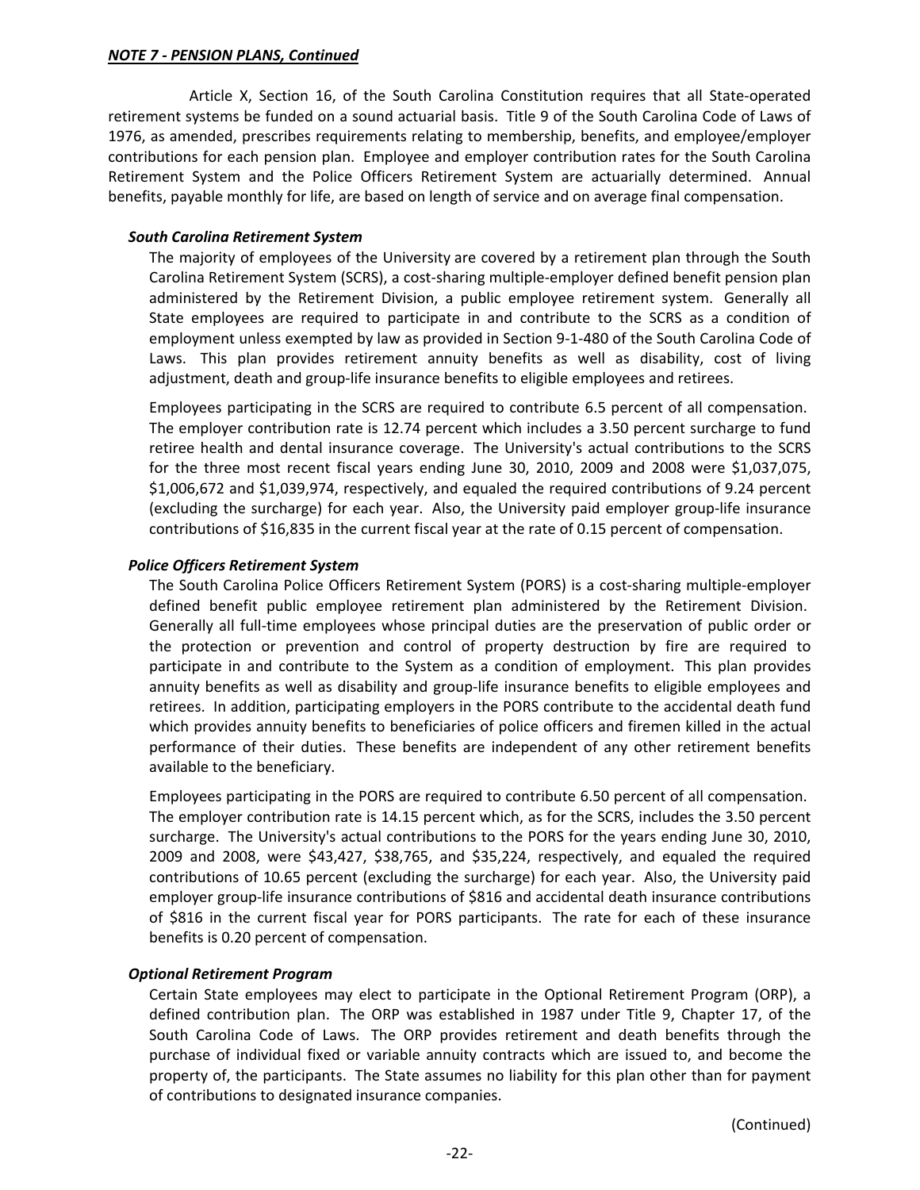***NOTE 7 - PENSION PLANS, Continued***

Article X, Section 16, of the South Carolina Constitution requires that all State-operated retirement systems be funded on a sound actuarial basis. Title 9 of the South Carolina Code of Laws of 1976, as amended, prescribes requirements relating to membership, benefits, and employee/employer contributions for each pension plan. Employee and employer contribution rates for the South Carolina Retirement System and the Police Officers Retirement System are actuarially determined. Annual benefits, payable monthly for life, are based on length of service and on average final compensation.

***South Carolina Retirement System***

The majority of employees of the University are covered by a retirement plan through the South Carolina Retirement System (SCRS), a cost-sharing multiple-employer defined benefit pension plan administered by the Retirement Division, a public employee retirement system. Generally all State employees are required to participate in and contribute to the SCRS as a condition of employment unless exempted by law as provided in Section 9-1-480 of the South Carolina Code of Laws. This plan provides retirement annuity benefits as well as disability, cost of living adjustment, death and group-life insurance benefits to eligible employees and retirees.

Employees participating in the SCRS are required to contribute 6.5 percent of all compensation. The employer contribution rate is 12.74 percent which includes a 3.50 percent surcharge to fund retiree health and dental insurance coverage. The University's actual contributions to the SCRS for the three most recent fiscal years ending June 30, 2010, 2009 and 2008 were $1,037,075, $1,006,672 and $1,039,974, respectively, and equaled the required contributions of 9.24 percent (excluding the surcharge) for each year. Also, the University paid employer group-life insurance contributions of $16,835 in the current fiscal year at the rate of 0.15 percent of compensation.

***Police Officers Retirement System***

The South Carolina Police Officers Retirement System (PORS) is a cost-sharing multiple-employer defined benefit public employee retirement plan administered by the Retirement Division. Generally all full-time employees whose principal duties are the preservation of public order or the protection or prevention and control of property destruction by fire are required to participate in and contribute to the System as a condition of employment. This plan provides annuity benefits as well as disability and group-life insurance benefits to eligible employees and retirees. In addition, participating employers in the PORS contribute to the accidental death fund which provides annuity benefits to beneficiaries of police officers and firemen killed in the actual performance of their duties. These benefits are independent of any other retirement benefits available to the beneficiary.

Employees participating in the PORS are required to contribute 6.50 percent of all compensation. The employer contribution rate is 14.15 percent which, as for the SCRS, includes the 3.50 percent surcharge. The University's actual contributions to the PORS for the years ending June 30, 2010, 2009 and 2008, were $43,427, $38,765, and $35,224, respectively, and equaled the required contributions of 10.65 percent (excluding the surcharge) for each year. Also, the University paid employer group-life insurance contributions of $816 and accidental death insurance contributions of $816 in the current fiscal year for PORS participants. The rate for each of these insurance benefits is 0.20 percent of compensation.

***Optional Retirement Program***

Certain State employees may elect to participate in the Optional Retirement Program (ORP), a defined contribution plan. The ORP was established in 1987 under Title 9, Chapter 17, of the South Carolina Code of Laws. The ORP provides retirement and death benefits through the purchase of individual fixed or variable annuity contracts which are issued to, and become the property of, the participants. The State assumes no liability for this plan other than for payment of contributions to designated insurance companies.

(Continued)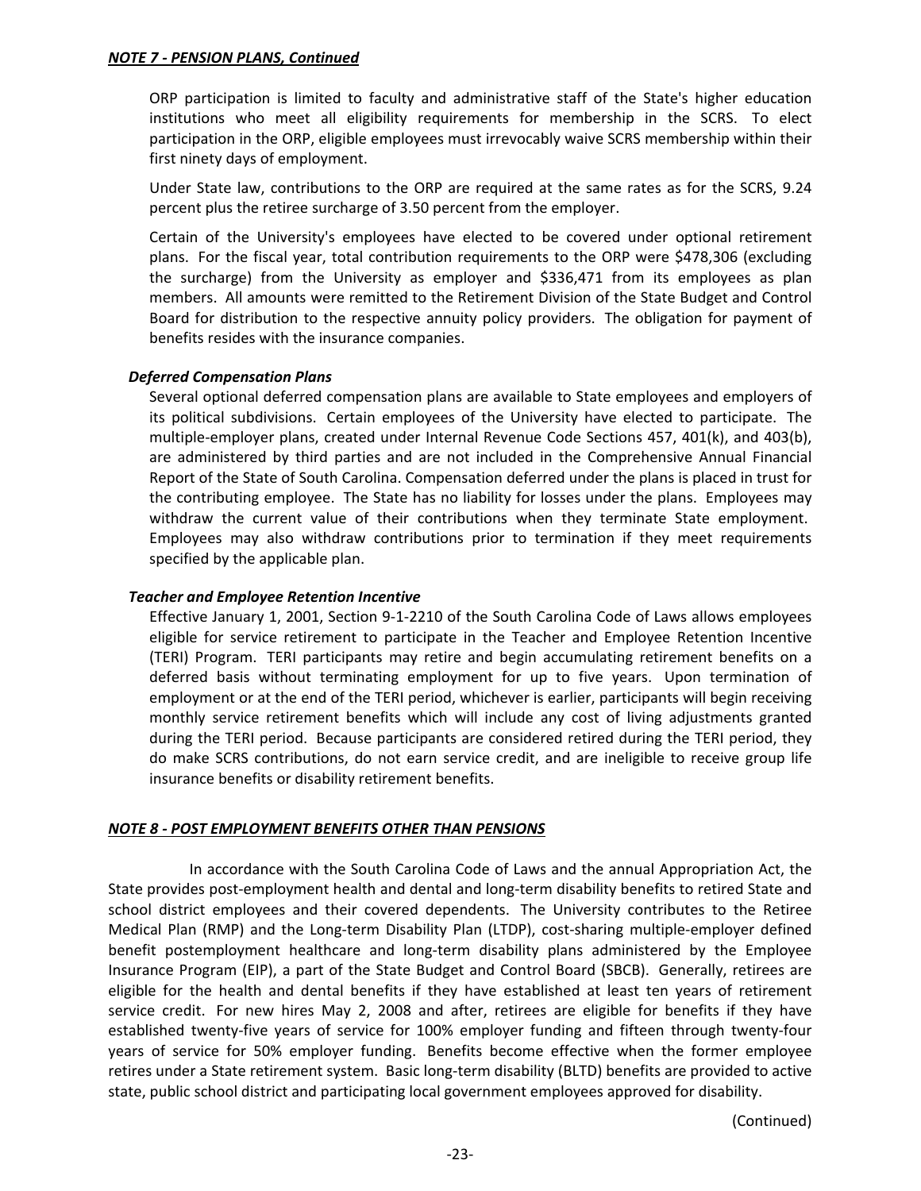***NOTE 7 - PENSION PLANS, Continued***

ORP participation is limited to faculty and administrative staff of the State's higher education institutions who meet all eligibility requirements for membership in the SCRS. To elect participation in the ORP, eligible employees must irrevocably waive SCRS membership within their first ninety days of employment.

Under State law, contributions to the ORP are required at the same rates as for the SCRS, 9.24 percent plus the retiree surcharge of 3.50 percent from the employer.

Certain of the University's employees have elected to be covered under optional retirement plans. For the fiscal year, total contribution requirements to the ORP were $478,306 (excluding the surcharge) from the University as employer and $336,471 from its employees as plan members. All amounts were remitted to the Retirement Division of the State Budget and Control Board for distribution to the respective annuity policy providers. The obligation for payment of benefits resides with the insurance companies.

***Deferred Compensation Plans***

Several optional deferred compensation plans are available to State employees and employers of its political subdivisions. Certain employees of the University have elected to participate. The multiple-employer plans, created under Internal Revenue Code Sections 457, 401(k), and 403(b), are administered by third parties and are not included in the Comprehensive Annual Financial Report of the State of South Carolina. Compensation deferred under the plans is placed in trust for the contributing employee. The State has no liability for losses under the plans. Employees may withdraw the current value of their contributions when they terminate State employment. Employees may also withdraw contributions prior to termination if they meet requirements specified by the applicable plan.

***Teacher and Employee Retention Incentive***

Effective January 1, 2001, Section 9-1-2210 of the South Carolina Code of Laws allows employees eligible for service retirement to participate in the Teacher and Employee Retention Incentive (TERI) Program. TERI participants may retire and begin accumulating retirement benefits on a deferred basis without terminating employment for up to five years. Upon termination of employment or at the end of the TERI period, whichever is earlier, participants will begin receiving monthly service retirement benefits which will include any cost of living adjustments granted during the TERI period. Because participants are considered retired during the TERI period, they do make SCRS contributions, do not earn service credit, and are ineligible to receive group life insurance benefits or disability retirement benefits.

***NOTE 8 - POST EMPLOYMENT BENEFITS OTHER THAN PENSIONS***

In accordance with the South Carolina Code of Laws and the annual Appropriation Act, the State provides post-employment health and dental and long-term disability benefits to retired State and school district employees and their covered dependents. The University contributes to the Retiree Medical Plan (RMP) and the Long-term Disability Plan (LTDP), cost-sharing multiple-employer defined benefit postemployment healthcare and long-term disability plans administered by the Employee Insurance Program (EIP), a part of the State Budget and Control Board (SBCB). Generally, retirees are eligible for the health and dental benefits if they have established at least ten years of retirement service credit. For new hires May 2, 2008 and after, retirees are eligible for benefits if they have established twenty-five years of service for 100% employer funding and fifteen through twenty-four years of service for 50% employer funding. Benefits become effective when the former employee retires under a State retirement system. Basic long-term disability (BLTD) benefits are provided to active state, public school district and participating local government employees approved for disability.

(Continued)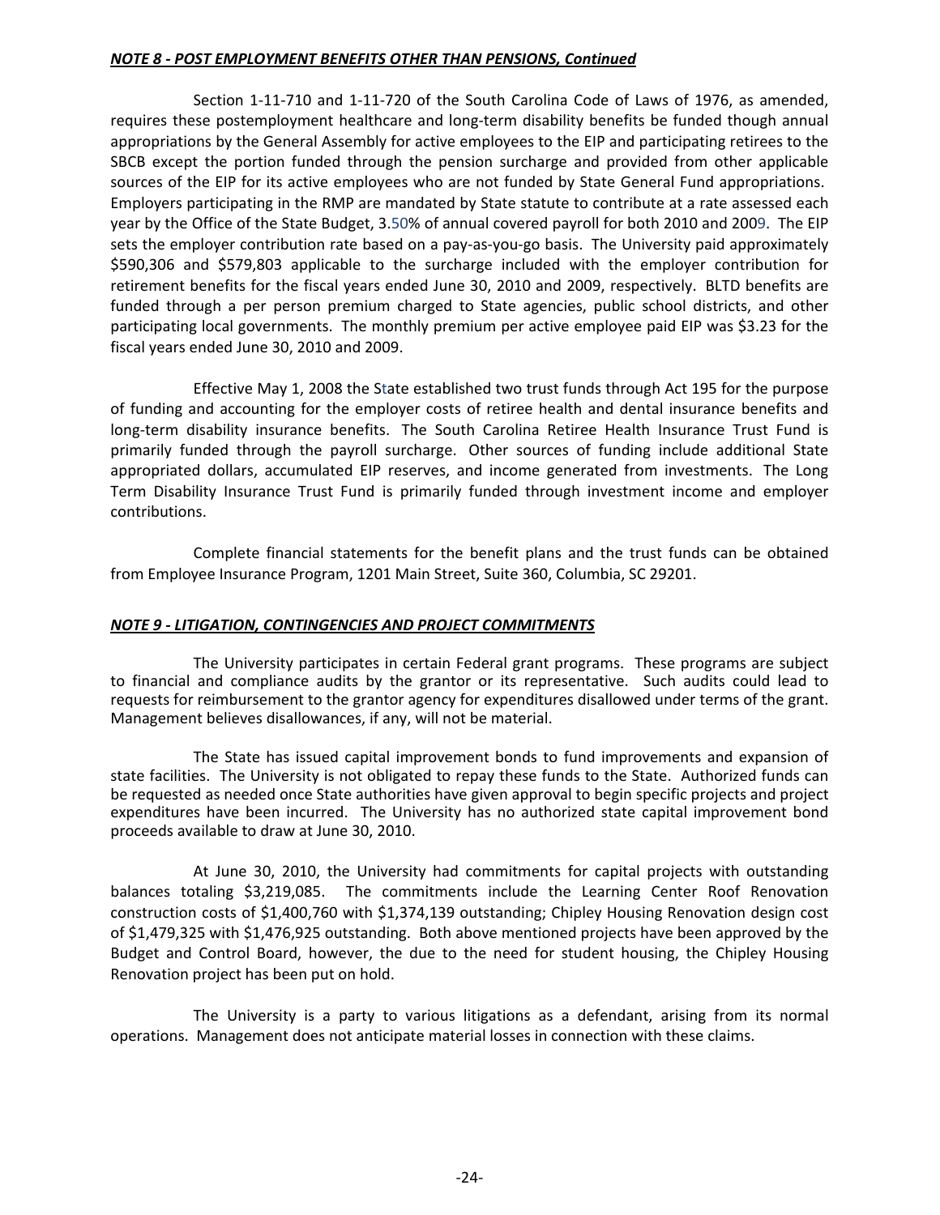***NOTE 8 - POST EMPLOYMENT BENEFITS OTHER THAN PENSIONS, Continued***

Section 1-11-710 and 1-11-720 of the South Carolina Code of Laws of 1976, as amended, requires these postemployment healthcare and long-term disability benefits be funded though annual appropriations by the General Assembly for active employees to the EIP and participating retirees to the SBCB except the portion funded through the pension surcharge and provided from other applicable sources of the EIP for its active employees who are not funded by State General Fund appropriations. Employers participating in the RMP are mandated by State statute to contribute at a rate assessed each year by the Office of the State Budget, 3.50% of annual covered payroll for both 2010 and 2009. The EIP sets the employer contribution rate based on a pay-as-you-go basis. The University paid approximately $590,306 and $579,803 applicable to the surcharge included with the employer contribution for retirement benefits for the fiscal years ended June 30, 2010 and 2009, respectively. BLTD benefits are funded through a per person premium charged to State agencies, public school districts, and other participating local governments. The monthly premium per active employee paid EIP was $3.23 for the fiscal years ended June 30, 2010 and 2009.

Effective May 1, 2008 the State established two trust funds through Act 195 for the purpose of funding and accounting for the employer costs of retiree health and dental insurance benefits and long-term disability insurance benefits. The South Carolina Retiree Health Insurance Trust Fund is primarily funded through the payroll surcharge. Other sources of funding include additional State appropriated dollars, accumulated EIP reserves, and income generated from investments. The Long Term Disability Insurance Trust Fund is primarily funded through investment income and employer contributions.

Complete financial statements for the benefit plans and the trust funds can be obtained from Employee Insurance Program, 1201 Main Street, Suite 360, Columbia, SC 29201.

***NOTE 9 - LITIGATION, CONTINGENCIES AND PROJECT COMMITMENTS***

The University participates in certain Federal grant programs. These programs are subject to financial and compliance audits by the grantor or its representative. Such audits could lead to requests for reimbursement to the grantor agency for expenditures disallowed under terms of the grant. Management believes disallowances, if any, will not be material.

The State has issued capital improvement bonds to fund improvements and expansion of state facilities. The University is not obligated to repay these funds to the State. Authorized funds can be requested as needed once State authorities have given approval to begin specific projects and project expenditures have been incurred. The University has no authorized state capital improvement bond proceeds available to draw at June 30, 2010.

At June 30, 2010, the University had commitments for capital projects with outstanding balances totaling $3,219,085. The commitments include the Learning Center Roof Renovation construction costs of $1,400,760 with $1,374,139 outstanding; Chipley Housing Renovation design cost of $1,479,325 with $1,476,925 outstanding. Both above mentioned projects have been approved by the Budget and Control Board, however, the due to the need for student housing, the Chipley Housing Renovation project has been put on hold.

The University is a party to various litigations as a defendant, arising from its normal operations. Management does not anticipate material losses in connection with these claims.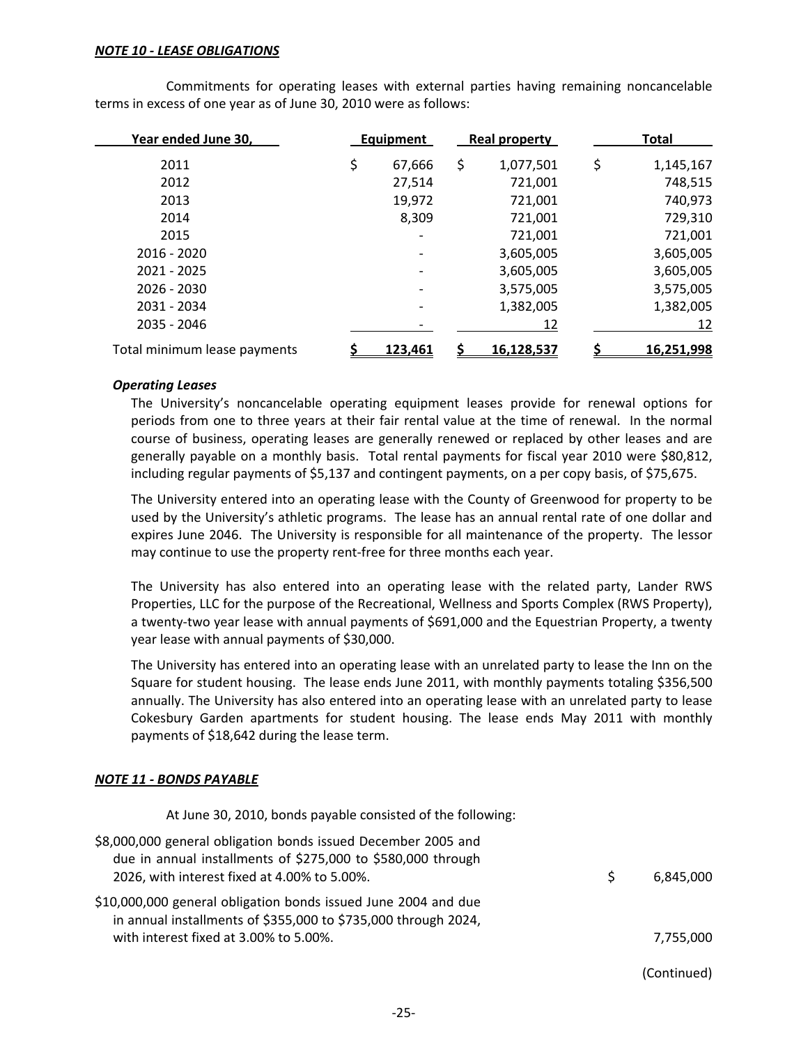***NOTE 10 - LEASE OBLIGATIONS***

Commitments for operating leases with external parties having remaining noncancelable terms in excess of one year as of June 30, 2010 were as follows:

| Year ended June 30, | Equipment | Real property | Total |
|---|---|---|---|
| 2011 | $ 67,666 | $ 1,077,501 | $ 1,145,167 |
| 2012 | 27,514 | 721,001 | 748,515 |
| 2013 | 19,972 | 721,001 | 740,973 |
| 2014 | 8,309 | 721,001 | 729,310 |
| 2015 | - | 721,001 | 721,001 |
| 2016 - 2020 | - | 3,605,005 | 3,605,005 |
| 2021 - 2025 | - | 3,605,005 | 3,605,005 |
| 2026 - 2030 | - | 3,575,005 | 3,575,005 |
| 2031 - 2034 | - | 1,382,005 | 1,382,005 |
| 2035 - 2046 | - | 12 | 12 |
| Total minimum lease payments | $ 123,461 | $ 16,128,537 | $ 16,251,998 |

***Operating Leases***

The University's noncancelable operating equipment leases provide for renewal options for periods from one to three years at their fair rental value at the time of renewal. In the normal course of business, operating leases are generally renewed or replaced by other leases and are generally payable on a monthly basis. Total rental payments for fiscal year 2010 were $80,812, including regular payments of $5,137 and contingent payments, on a per copy basis, of $75,675.

The University entered into an operating lease with the County of Greenwood for property to be used by the University's athletic programs. The lease has an annual rental rate of one dollar and expires June 2046. The University is responsible for all maintenance of the property. The lessor may continue to use the property rent-free for three months each year.

The University has also entered into an operating lease with the related party, Lander RWS Properties, LLC for the purpose of the Recreational, Wellness and Sports Complex (RWS Property), a twenty-two year lease with annual payments of $691,000 and the Equestrian Property, a twenty year lease with annual payments of $30,000.

The University has entered into an operating lease with an unrelated party to lease the Inn on the Square for student housing. The lease ends June 2011, with monthly payments totaling $356,500 annually. The University has also entered into an operating lease with an unrelated party to lease Cokesbury Garden apartments for student housing. The lease ends May 2011 with monthly payments of $18,642 during the lease term.

***NOTE 11 - BONDS PAYABLE***

At June 30, 2010, bonds payable consisted of the following:

| | |
|---|---|
| $8,000,000 general obligation bonds issued December 2005 and due in annual installments of $275,000 to $580,000 through 2026, with interest fixed at 4.00% to 5.00%. | $ 6,845,000 |
| $10,000,000 general obligation bonds issued June 2004 and due in annual installments of $355,000 to $735,000 through 2024, with interest fixed at 3.00% to 5.00%. | 7,755,000 |

(Continued)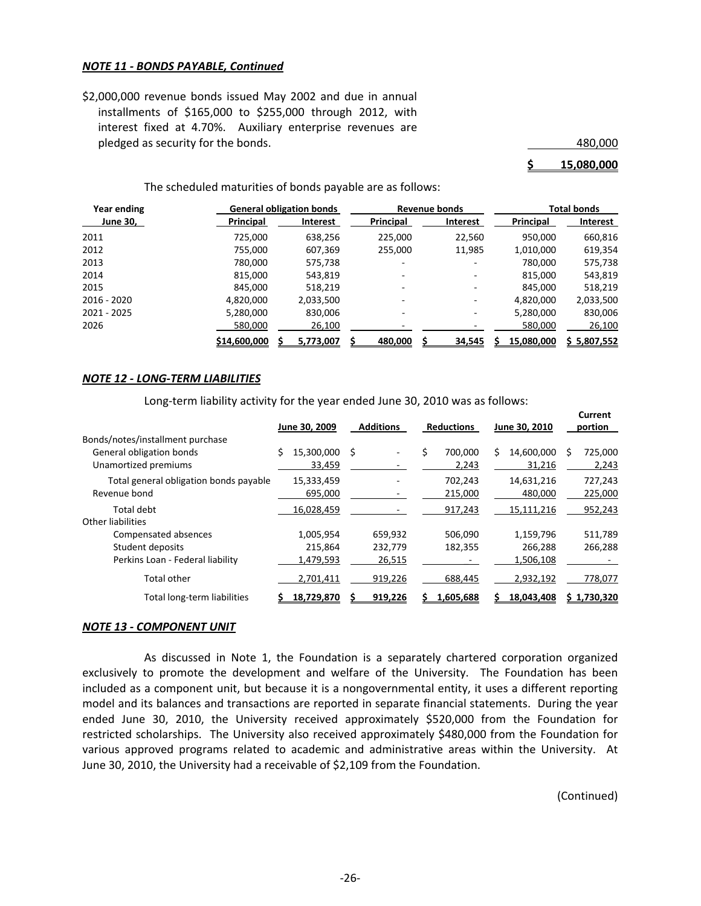***NOTE 11 - BONDS PAYABLE, Continued***

$2,000,000 revenue bonds issued May 2002 and due in annual installments of $165,000 to $255,000 through 2012, with interest fixed at 4.70%. Auxiliary enterprise revenues are pledged as security for the bonds. 480,000

**$ 15,080,000**

The scheduled maturities of bonds payable are as follows:

| Year ending | General obligation bonds | | Revenue bonds | | Total bonds | |
|---|---|---|---|---|---|---|
| June 30, | Principal | Interest | Principal | Interest | Principal | Interest |
| 2011 | 725,000 | 638,256 | 225,000 | 22,560 | 950,000 | 660,816 |
| 2012 | 755,000 | 607,369 | 255,000 | 11,985 | 1,010,000 | 619,354 |
| 2013 | 780,000 | 575,738 | - | - | 780,000 | 575,738 |
| 2014 | 815,000 | 543,819 | - | - | 815,000 | 543,819 |
| 2015 | 845,000 | 518,219 | - | - | 845,000 | 518,219 |
| 2016 - 2020 | 4,820,000 | 2,033,500 | - | - | 4,820,000 | 2,033,500 |
| 2021 - 2025 | 5,280,000 | 830,006 | - | - | 5,280,000 | 830,006 |
| 2026 | 580,000 | 26,100 | - | - | 580,000 | 26,100 |
| | $14,600,000 | $ 5,773,007 | $ 480,000 | $ 34,545 | $ 15,080,000 | $ 5,807,552 |

***NOTE 12 - LONG-TERM LIABILITIES***

Long-term liability activity for the year ended June 30, 2010 was as follows:

| | June 30, 2009 | Additions | Reductions | June 30, 2010 | Current portion |
|---|---|---|---|---|---|
| Bonds/notes/installment purchase | | | | | |
| General obligation bonds | $ 15,300,000 | $ - | $ 700,000 | $ 14,600,000 | $ 725,000 |
| Unamortized premiums | 33,459 | - | 2,243 | 31,216 | 2,243 |
| Total general obligation bonds payable | 15,333,459 | - | 702,243 | 14,631,216 | 727,243 |
| Revenue bond | 695,000 | - | 215,000 | 480,000 | 225,000 |
| Total debt | 16,028,459 | - | 917,243 | 15,111,216 | 952,243 |
| Other liabilities | | | | | |
| Compensated absences | 1,005,954 | 659,932 | 506,090 | 1,159,796 | 511,789 |
| Student deposits | 215,864 | 232,779 | 182,355 | 266,288 | 266,288 |
| Perkins Loan - Federal liability | 1,479,593 | 26,515 | - | 1,506,108 | - |
| Total other | 2,701,411 | 919,226 | 688,445 | 2,932,192 | 778,077 |
| Total long-term liabilities | $ 18,729,870 | $ 919,226 | $ 1,605,688 | $ 18,043,408 | $ 1,730,320 |

***NOTE 13 - COMPONENT UNIT***

As discussed in Note 1, the Foundation is a separately chartered corporation organized exclusively to promote the development and welfare of the University. The Foundation has been included as a component unit, but because it is a nongovernmental entity, it uses a different reporting model and its balances and transactions are reported in separate financial statements. During the year ended June 30, 2010, the University received approximately $520,000 from the Foundation for restricted scholarships. The University also received approximately $480,000 from the Foundation for various approved programs related to academic and administrative areas within the University. At June 30, 2010, the University had a receivable of $2,109 from the Foundation.

(Continued)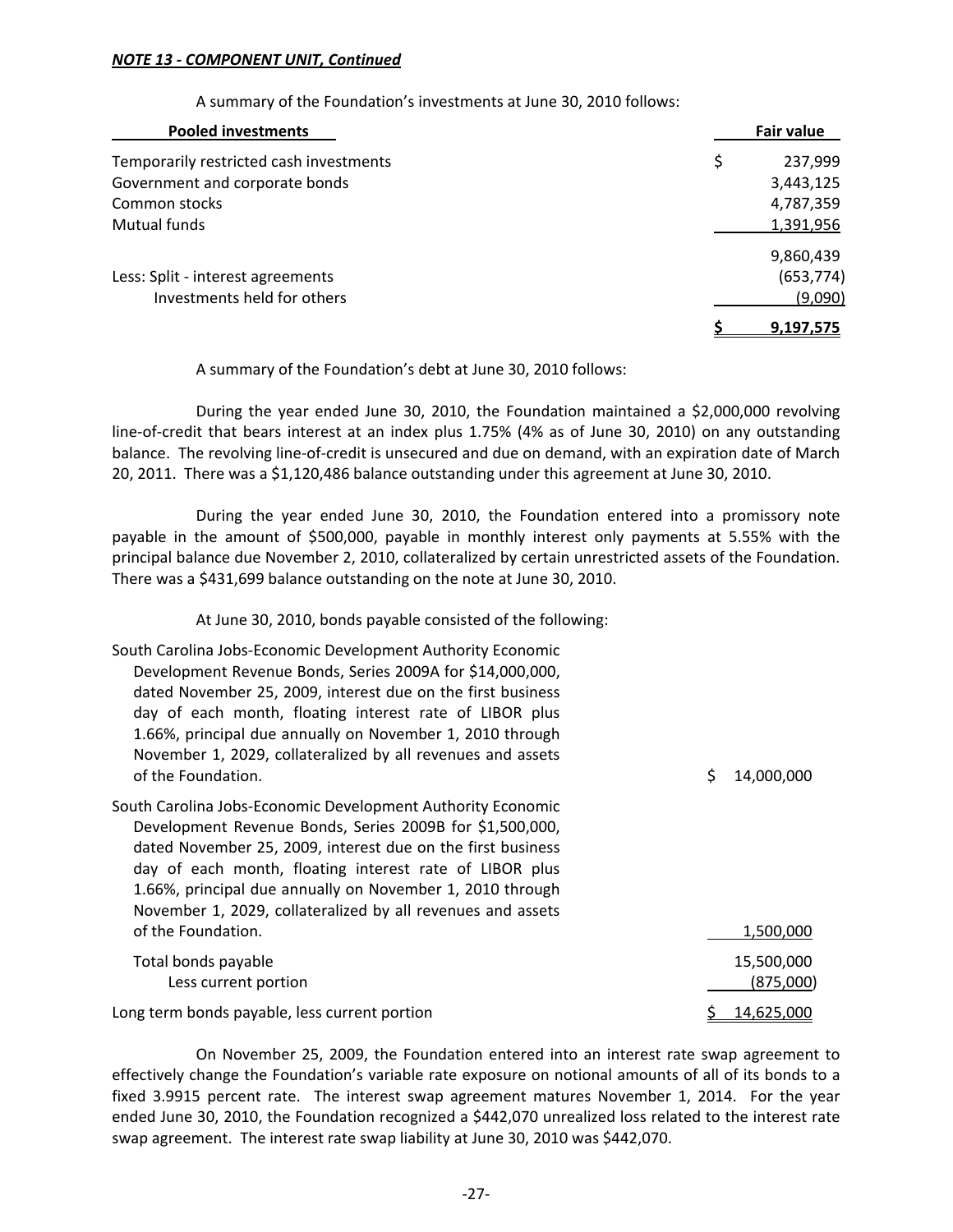***NOTE 13 - COMPONENT UNIT, Continued***

A summary of the Foundation's investments at June 30, 2010 follows:

| Pooled investments | Fair value |
|---|---|
| Temporarily restricted cash investments | $ 237,999 |
| Government and corporate bonds | 3,443,125 |
| Common stocks | 4,787,359 |
| Mutual funds | 1,391,956 |
| | 9,860,439 |
| Less: Split - interest agreements | (653,774) |
| Investments held for others | (9,090) |
| | $ 9,197,575 |

A summary of the Foundation's debt at June 30, 2010 follows:

During the year ended June 30, 2010, the Foundation maintained a $2,000,000 revolving line-of-credit that bears interest at an index plus 1.75% (4% as of June 30, 2010) on any outstanding balance. The revolving line-of-credit is unsecured and due on demand, with an expiration date of March 20, 2011. There was a $1,120,486 balance outstanding under this agreement at June 30, 2010.

During the year ended June 30, 2010, the Foundation entered into a promissory note payable in the amount of $500,000, payable in monthly interest only payments at 5.55% with the principal balance due November 2, 2010, collateralized by certain unrestricted assets of the Foundation. There was a $431,699 balance outstanding on the note at June 30, 2010.

At June 30, 2010, bonds payable consisted of the following:

| | |
|---|---|
| South Carolina Jobs-Economic Development Authority Economic Development Revenue Bonds, Series 2009A for $14,000,000, dated November 25, 2009, interest due on the first business day of each month, floating interest rate of LIBOR plus 1.66%, principal due annually on November 1, 2010 through November 1, 2029, collateralized by all revenues and assets of the Foundation. | $ 14,000,000 |
| South Carolina Jobs-Economic Development Authority Economic Development Revenue Bonds, Series 2009B for $1,500,000, dated November 25, 2009, interest due on the first business day of each month, floating interest rate of LIBOR plus 1.66%, principal due annually on November 1, 2010 through November 1, 2029, collateralized by all revenues and assets of the Foundation. | 1,500,000 |
| Total bonds payable | 15,500,000 |
| Less current portion | (875,000) |
| Long term bonds payable, less current portion | $ 14,625,000 |

On November 25, 2009, the Foundation entered into an interest rate swap agreement to effectively change the Foundation's variable rate exposure on notional amounts of all of its bonds to a fixed 3.9915 percent rate. The interest swap agreement matures November 1, 2014. For the year ended June 30, 2010, the Foundation recognized a $442,070 unrealized loss related to the interest rate swap agreement. The interest rate swap liability at June 30, 2010 was $442,070.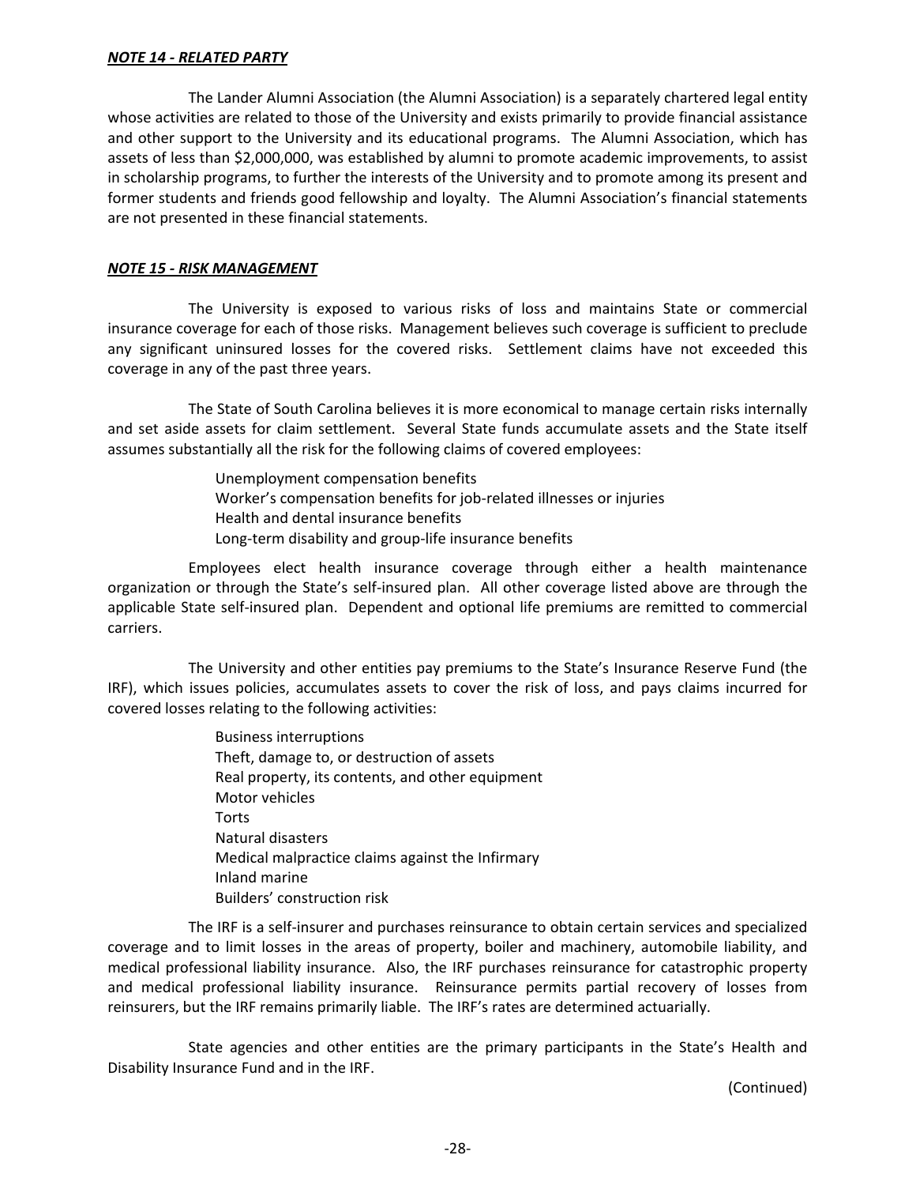***NOTE 14 - RELATED PARTY***

The Lander Alumni Association (the Alumni Association) is a separately chartered legal entity whose activities are related to those of the University and exists primarily to provide financial assistance and other support to the University and its educational programs. The Alumni Association, which has assets of less than $2,000,000, was established by alumni to promote academic improvements, to assist in scholarship programs, to further the interests of the University and to promote among its present and former students and friends good fellowship and loyalty. The Alumni Association's financial statements are not presented in these financial statements.

***NOTE 15 - RISK MANAGEMENT***

The University is exposed to various risks of loss and maintains State or commercial insurance coverage for each of those risks. Management believes such coverage is sufficient to preclude any significant uninsured losses for the covered risks. Settlement claims have not exceeded this coverage in any of the past three years.

The State of South Carolina believes it is more economical to manage certain risks internally and set aside assets for claim settlement. Several State funds accumulate assets and the State itself assumes substantially all the risk for the following claims of covered employees:

- Unemployment compensation benefits
- Worker's compensation benefits for job-related illnesses or injuries
- Health and dental insurance benefits
- Long-term disability and group-life insurance benefits

Employees elect health insurance coverage through either a health maintenance organization or through the State's self-insured plan. All other coverage listed above are through the applicable State self-insured plan. Dependent and optional life premiums are remitted to commercial carriers.

The University and other entities pay premiums to the State's Insurance Reserve Fund (the IRF), which issues policies, accumulates assets to cover the risk of loss, and pays claims incurred for covered losses relating to the following activities:

- Business interruptions
- Theft, damage to, or destruction of assets
- Real property, its contents, and other equipment
- Motor vehicles
- Torts
- Natural disasters
- Medical malpractice claims against the Infirmary
- Inland marine
- Builders' construction risk

The IRF is a self-insurer and purchases reinsurance to obtain certain services and specialized coverage and to limit losses in the areas of property, boiler and machinery, automobile liability, and medical professional liability insurance. Also, the IRF purchases reinsurance for catastrophic property and medical professional liability insurance. Reinsurance permits partial recovery of losses from reinsurers, but the IRF remains primarily liable. The IRF's rates are determined actuarially.

State agencies and other entities are the primary participants in the State's Health and Disability Insurance Fund and in the IRF.

(Continued)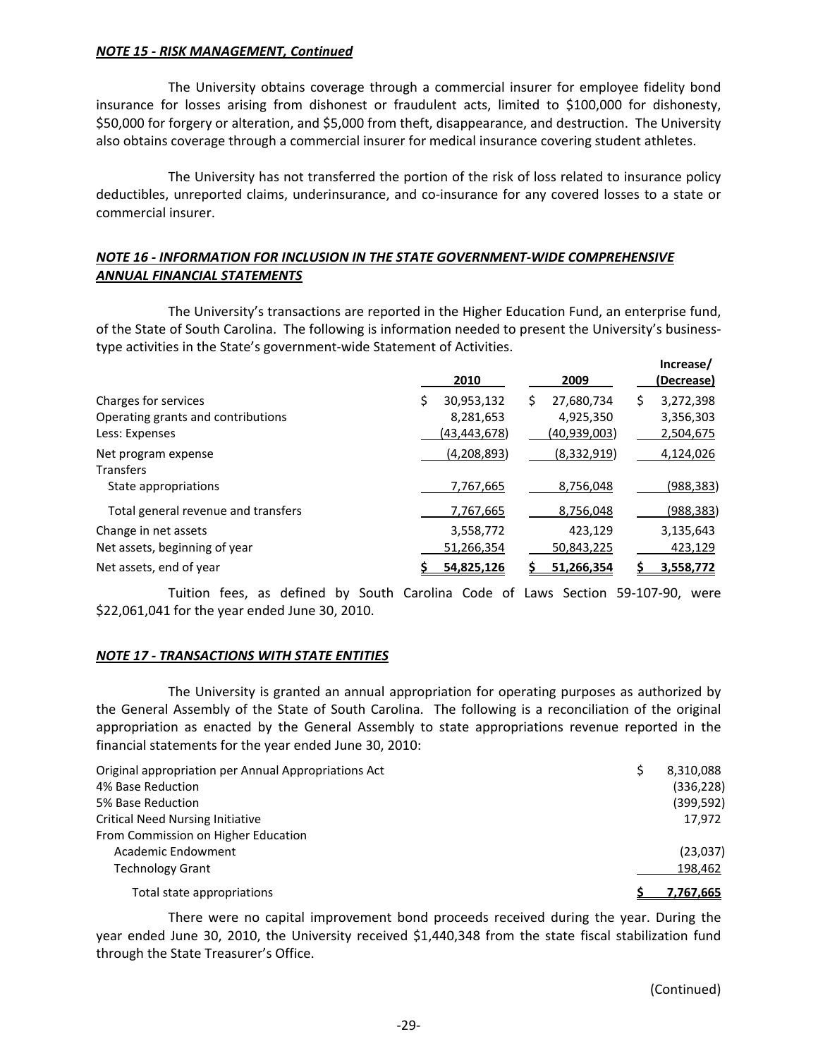***NOTE 15 - RISK MANAGEMENT, Continued***

The University obtains coverage through a commercial insurer for employee fidelity bond insurance for losses arising from dishonest or fraudulent acts, limited to $100,000 for dishonesty, $50,000 for forgery or alteration, and $5,000 from theft, disappearance, and destruction. The University also obtains coverage through a commercial insurer for medical insurance covering student athletes.

The University has not transferred the portion of the risk of loss related to insurance policy deductibles, unreported claims, underinsurance, and co-insurance for any covered losses to a state or commercial insurer.

***NOTE 16 - INFORMATION FOR INCLUSION IN THE STATE GOVERNMENT-WIDE COMPREHENSIVE ANNUAL FINANCIAL STATEMENTS***

The University's transactions are reported in the Higher Education Fund, an enterprise fund, of the State of South Carolina. The following is information needed to present the University's business-type activities in the State's government-wide Statement of Activities.

| | 2010 | 2009 | Increase/ (Decrease) |
|---|---|---|---|
| Charges for services | $ 30,953,132 | $ 27,680,734 | $ 3,272,398 |
| Operating grants and contributions | 8,281,653 | 4,925,350 | 3,356,303 |
| Less: Expenses | (43,443,678) | (40,939,003) | 2,504,675 |
| Net program expense | (4,208,893) | (8,332,919) | 4,124,026 |
| Transfers | | | |
| State appropriations | 7,767,665 | 8,756,048 | (988,383) |
| Total general revenue and transfers | 7,767,665 | 8,756,048 | (988,383) |
| Change in net assets | 3,558,772 | 423,129 | 3,135,643 |
| Net assets, beginning of year | 51,266,354 | 50,843,225 | 423,129 |
| Net assets, end of year | **$ 54,825,126** | **$ 51,266,354** | **$ 3,558,772** |

Tuition fees, as defined by South Carolina Code of Laws Section 59-107-90, were $22,061,041 for the year ended June 30, 2010.

***NOTE 17 - TRANSACTIONS WITH STATE ENTITIES***

The University is granted an annual appropriation for operating purposes as authorized by the General Assembly of the State of South Carolina. The following is a reconciliation of the original appropriation as enacted by the General Assembly to state appropriations revenue reported in the financial statements for the year ended June 30, 2010:

| | |
|---|---|
| Original appropriation per Annual Appropriations Act | $ 8,310,088 |
| 4% Base Reduction | (336,228) |
| 5% Base Reduction | (399,592) |
| Critical Need Nursing Initiative | 17,972 |
| From Commission on Higher Education | |
| Academic Endowment | (23,037) |
| Technology Grant | 198,462 |
| Total state appropriations | **$ 7,767,665** |

There were no capital improvement bond proceeds received during the year. During the year ended June 30, 2010, the University received $1,440,348 from the state fiscal stabilization fund through the State Treasurer's Office.

(Continued)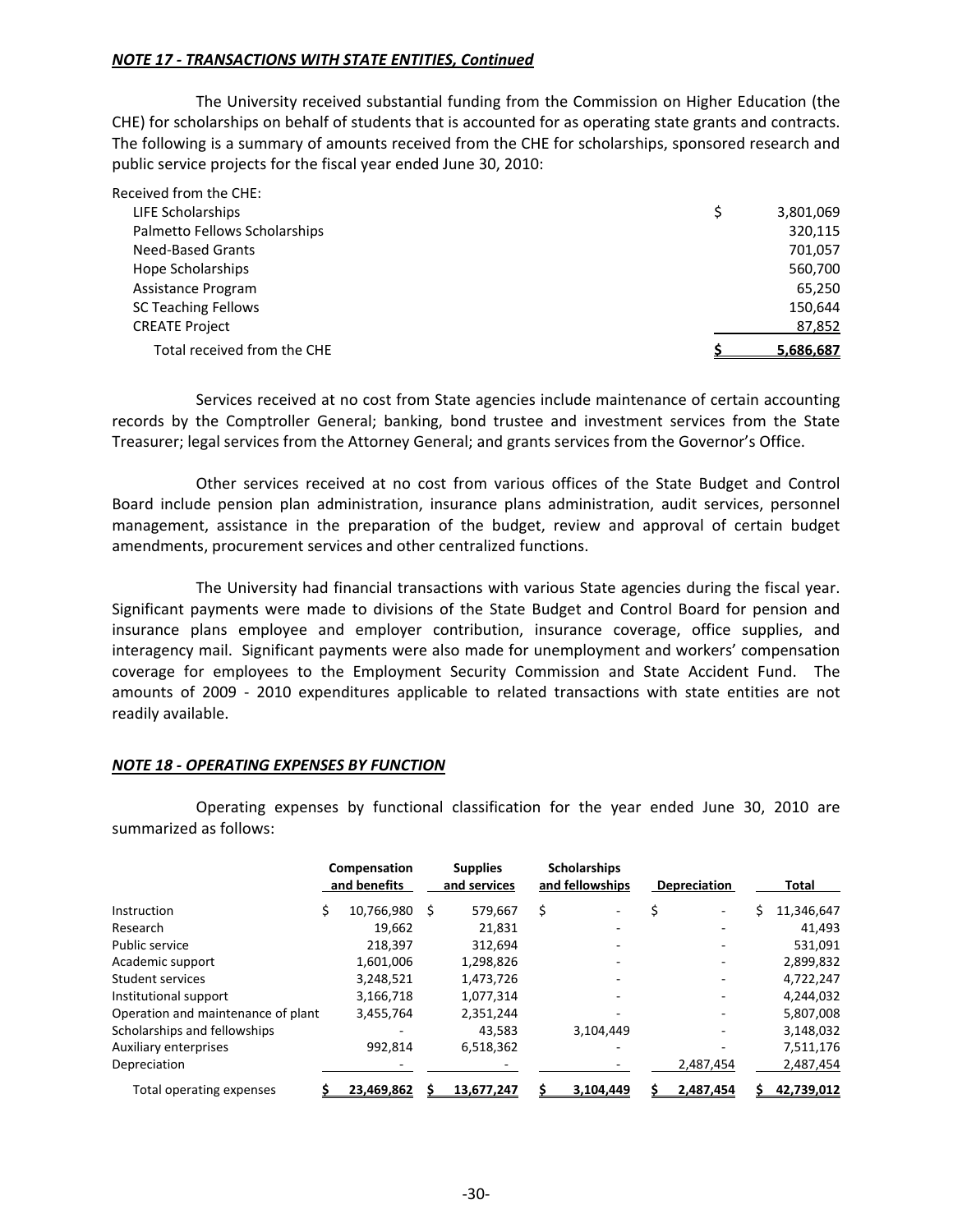***NOTE 17 - TRANSACTIONS WITH STATE ENTITIES, Continued***

The University received substantial funding from the Commission on Higher Education (the CHE) for scholarships on behalf of students that is accounted for as operating state grants and contracts. The following is a summary of amounts received from the CHE for scholarships, sponsored research and public service projects for the fiscal year ended June 30, 2010:

| Received from the CHE: | |
|---|---|
| LIFE Scholarships | $ 3,801,069 |
| Palmetto Fellows Scholarships | 320,115 |
| Need-Based Grants | 701,057 |
| Hope Scholarships | 560,700 |
| Assistance Program | 65,250 |
| SC Teaching Fellows | 150,644 |
| CREATE Project | 87,852 |
| Total received from the CHE | $ 5,686,687 |

Services received at no cost from State agencies include maintenance of certain accounting records by the Comptroller General; banking, bond trustee and investment services from the State Treasurer; legal services from the Attorney General; and grants services from the Governor's Office.

Other services received at no cost from various offices of the State Budget and Control Board include pension plan administration, insurance plans administration, audit services, personnel management, assistance in the preparation of the budget, review and approval of certain budget amendments, procurement services and other centralized functions.

The University had financial transactions with various State agencies during the fiscal year. Significant payments were made to divisions of the State Budget and Control Board for pension and insurance plans employee and employer contribution, insurance coverage, office supplies, and interagency mail. Significant payments were also made for unemployment and workers' compensation coverage for employees to the Employment Security Commission and State Accident Fund. The amounts of 2009 - 2010 expenditures applicable to related transactions with state entities are not readily available.

***NOTE 18 - OPERATING EXPENSES BY FUNCTION***

Operating expenses by functional classification for the year ended June 30, 2010 are summarized as follows:

| | Compensation and benefits | Supplies and services | Scholarships and fellowships | Depreciation | Total |
|---|---|---|---|---|---|
| Instruction | $ 10,766,980 | $ 579,667 | $ - | $ - | $ 11,346,647 |
| Research | 19,662 | 21,831 | - | - | 41,493 |
| Public service | 218,397 | 312,694 | - | - | 531,091 |
| Academic support | 1,601,006 | 1,298,826 | - | - | 2,899,832 |
| Student services | 3,248,521 | 1,473,726 | - | - | 4,722,247 |
| Institutional support | 3,166,718 | 1,077,314 | - | - | 4,244,032 |
| Operation and maintenance of plant | 3,455,764 | 2,351,244 | - | - | 5,807,008 |
| Scholarships and fellowships | - | 43,583 | 3,104,449 | - | 3,148,032 |
| Auxiliary enterprises | 992,814 | 6,518,362 | - | - | 7,511,176 |
| Depreciation | - | - | - | 2,487,454 | 2,487,454 |
| Total operating expenses | $ 23,469,862 | $ 13,677,247 | $ 3,104,449 | $ 2,487,454 | $ 42,739,012 |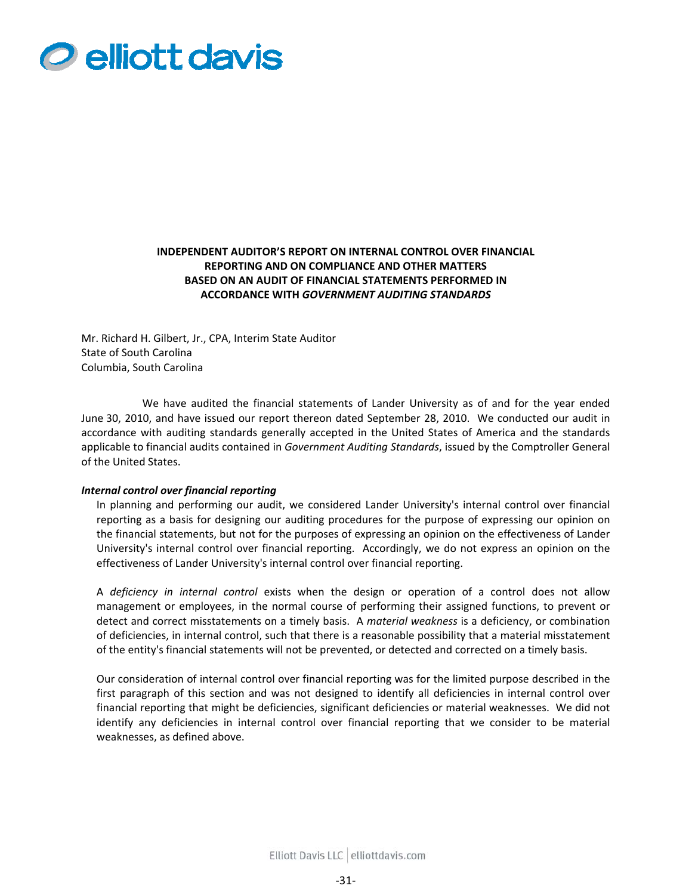**INDEPENDENT AUDITOR'S REPORT ON INTERNAL CONTROL OVER FINANCIAL REPORTING AND ON COMPLIANCE AND OTHER MATTERS BASED ON AN AUDIT OF FINANCIAL STATEMENTS PERFORMED IN ACCORDANCE WITH *GOVERNMENT AUDITING STANDARDS***

Mr. Richard H. Gilbert, Jr., CPA, Interim State Auditor
State of South Carolina
Columbia, South Carolina

We have audited the financial statements of Lander University as of and for the year ended June 30, 2010, and have issued our report thereon dated September 28, 2010. We conducted our audit in accordance with auditing standards generally accepted in the United States of America and the standards applicable to financial audits contained in *Government Auditing Standards*, issued by the Comptroller General of the United States.

***Internal control over financial reporting***

In planning and performing our audit, we considered Lander University's internal control over financial reporting as a basis for designing our auditing procedures for the purpose of expressing our opinion on the financial statements, but not for the purposes of expressing an opinion on the effectiveness of Lander University's internal control over financial reporting. Accordingly, we do not express an opinion on the effectiveness of Lander University's internal control over financial reporting.

A *deficiency in internal control* exists when the design or operation of a control does not allow management or employees, in the normal course of performing their assigned functions, to prevent or detect and correct misstatements on a timely basis. A *material weakness* is a deficiency, or combination of deficiencies, in internal control, such that there is a reasonable possibility that a material misstatement of the entity's financial statements will not be prevented, or detected and corrected on a timely basis.

Our consideration of internal control over financial reporting was for the limited purpose described in the first paragraph of this section and was not designed to identify all deficiencies in internal control over financial reporting that might be deficiencies, significant deficiencies or material weaknesses. We did not identify any deficiencies in internal control over financial reporting that we consider to be material weaknesses, as defined above.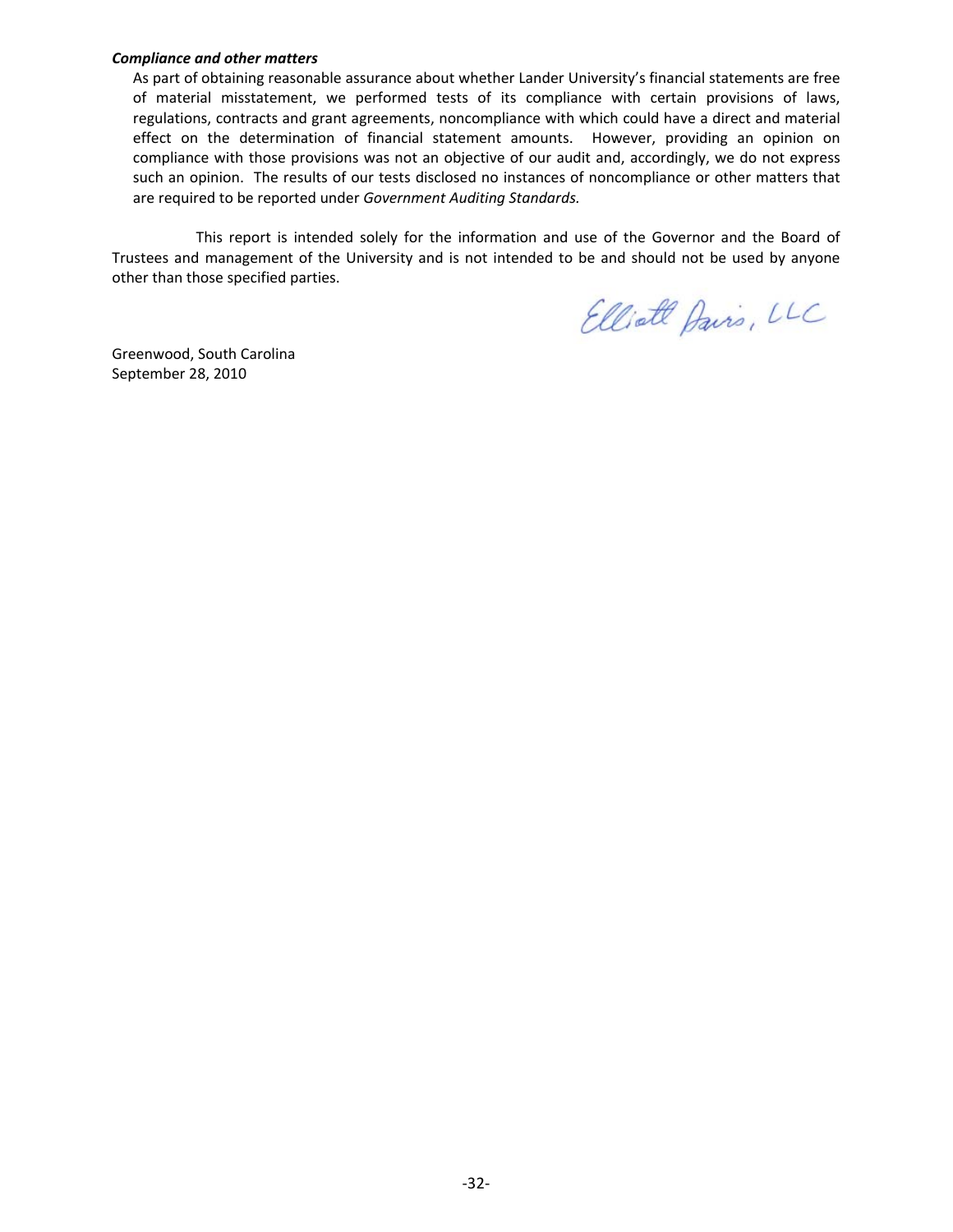***Compliance and other matters***

As part of obtaining reasonable assurance about whether Lander University's financial statements are free of material misstatement, we performed tests of its compliance with certain provisions of laws, regulations, contracts and grant agreements, noncompliance with which could have a direct and material effect on the determination of financial statement amounts. However, providing an opinion on compliance with those provisions was not an objective of our audit and, accordingly, we do not express such an opinion. The results of our tests disclosed no instances of noncompliance or other matters that are required to be reported under *Government Auditing Standards.*

This report is intended solely for the information and use of the Governor and the Board of Trustees and management of the University and is not intended to be and should not be used by anyone other than those specified parties.

Elliott Davis, LLC

Greenwood, South Carolina
September 28, 2010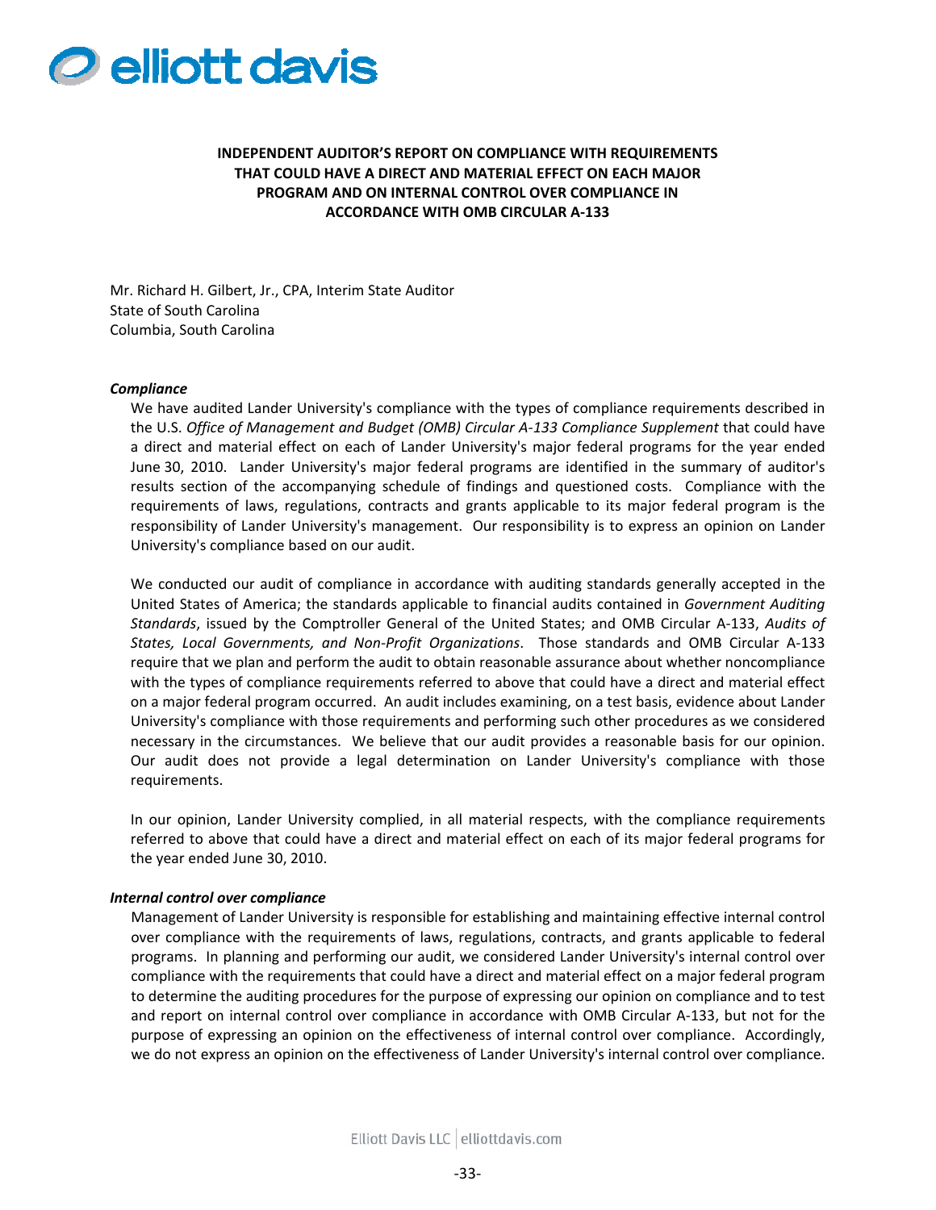# INDEPENDENT AUDITOR'S REPORT ON COMPLIANCE WITH REQUIREMENTS THAT COULD HAVE A DIRECT AND MATERIAL EFFECT ON EACH MAJOR PROGRAM AND ON INTERNAL CONTROL OVER COMPLIANCE IN ACCORDANCE WITH OMB CIRCULAR A-133

Mr. Richard H. Gilbert, Jr., CPA, Interim State Auditor
State of South Carolina
Columbia, South Carolina

***Compliance***

We have audited Lander University's compliance with the types of compliance requirements described in the U.S. *Office of Management and Budget (OMB) Circular A-133 Compliance Supplement* that could have a direct and material effect on each of Lander University's major federal programs for the year ended June 30, 2010. Lander University's major federal programs are identified in the summary of auditor's results section of the accompanying schedule of findings and questioned costs. Compliance with the requirements of laws, regulations, contracts and grants applicable to its major federal program is the responsibility of Lander University's management. Our responsibility is to express an opinion on Lander University's compliance based on our audit.

We conducted our audit of compliance in accordance with auditing standards generally accepted in the United States of America; the standards applicable to financial audits contained in *Government Auditing Standards*, issued by the Comptroller General of the United States; and OMB Circular A-133, *Audits of States, Local Governments, and Non-Profit Organizations*. Those standards and OMB Circular A-133 require that we plan and perform the audit to obtain reasonable assurance about whether noncompliance with the types of compliance requirements referred to above that could have a direct and material effect on a major federal program occurred. An audit includes examining, on a test basis, evidence about Lander University's compliance with those requirements and performing such other procedures as we considered necessary in the circumstances. We believe that our audit provides a reasonable basis for our opinion. Our audit does not provide a legal determination on Lander University's compliance with those requirements.

In our opinion, Lander University complied, in all material respects, with the compliance requirements referred to above that could have a direct and material effect on each of its major federal programs for the year ended June 30, 2010.

***Internal control over compliance***

Management of Lander University is responsible for establishing and maintaining effective internal control over compliance with the requirements of laws, regulations, contracts, and grants applicable to federal programs. In planning and performing our audit, we considered Lander University's internal control over compliance with the requirements that could have a direct and material effect on a major federal program to determine the auditing procedures for the purpose of expressing our opinion on compliance and to test and report on internal control over compliance in accordance with OMB Circular A-133, but not for the purpose of expressing an opinion on the effectiveness of internal control over compliance. Accordingly, we do not express an opinion on the effectiveness of Lander University's internal control over compliance.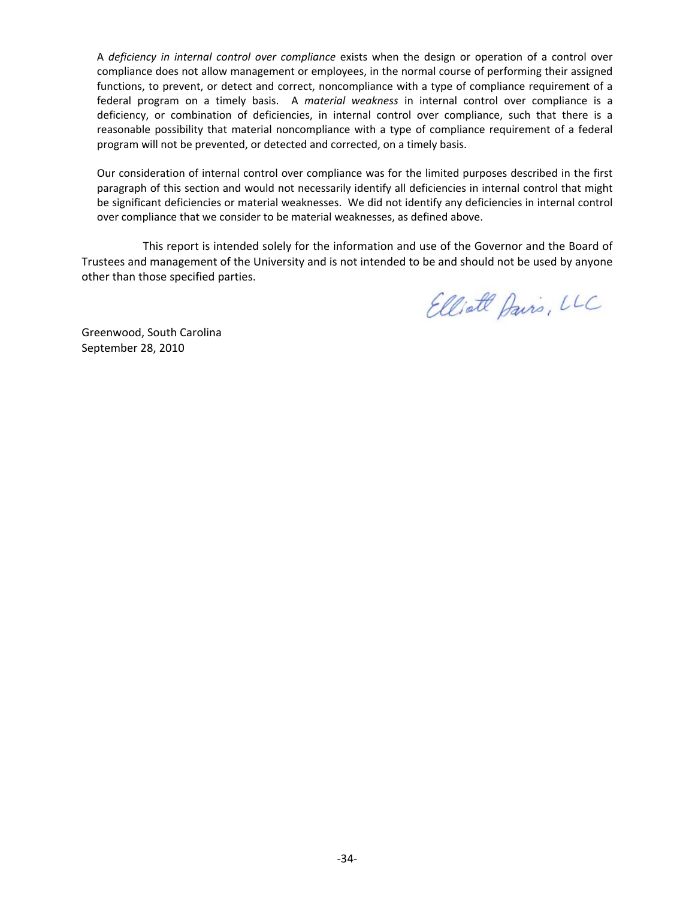A *deficiency in internal control over compliance* exists when the design or operation of a control over compliance does not allow management or employees, in the normal course of performing their assigned functions, to prevent, or detect and correct, noncompliance with a type of compliance requirement of a federal program on a timely basis. A *material weakness* in internal control over compliance is a deficiency, or combination of deficiencies, in internal control over compliance, such that there is a reasonable possibility that material noncompliance with a type of compliance requirement of a federal program will not be prevented, or detected and corrected, on a timely basis.

Our consideration of internal control over compliance was for the limited purposes described in the first paragraph of this section and would not necessarily identify all deficiencies in internal control that might be significant deficiencies or material weaknesses. We did not identify any deficiencies in internal control over compliance that we consider to be material weaknesses, as defined above.

This report is intended solely for the information and use of the Governor and the Board of Trustees and management of the University and is not intended to be and should not be used by anyone other than those specified parties.

Elliott Davis, LLC

Greenwood, South Carolina
September 28, 2010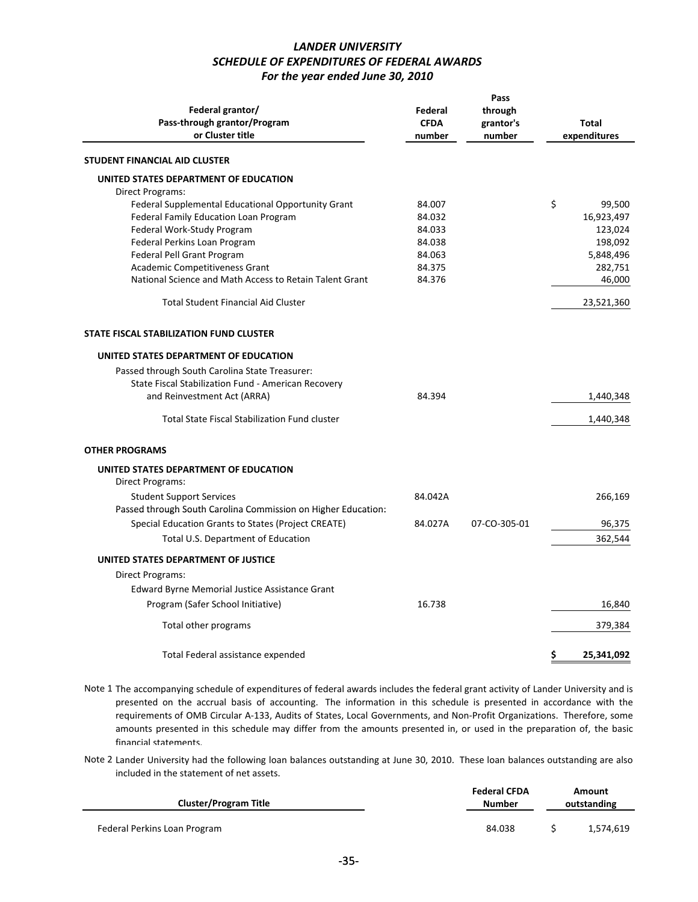# LANDER UNIVERSITY
## SCHEDULE OF EXPENDITURES OF FEDERAL AWARDS
### For the year ended June 30, 2010

| Federal grantor/ Pass-through grantor/Program or Cluster title | Federal CFDA number | Pass through grantor's number | Total expenditures |
|---|---|---|---|
| **STUDENT FINANCIAL AID CLUSTER** | | | |
| **UNITED STATES DEPARTMENT OF EDUCATION** | | | |
| Direct Programs: | | | |
| Federal Supplemental Educational Opportunity Grant | 84.007 | | $ 99,500 |
| Federal Family Education Loan Program | 84.032 | | 16,923,497 |
| Federal Work-Study Program | 84.033 | | 123,024 |
| Federal Perkins Loan Program | 84.038 | | 198,092 |
| Federal Pell Grant Program | 84.063 | | 5,848,496 |
| Academic Competitiveness Grant | 84.375 | | 282,751 |
| National Science and Math Access to Retain Talent Grant | 84.376 | | 46,000 |
| Total Student Financial Aid Cluster | | | 23,521,360 |
| **STATE FISCAL STABILIZATION FUND CLUSTER** | | | |
| **UNITED STATES DEPARTMENT OF EDUCATION** | | | |
| Passed through South Carolina State Treasurer: | | | |
| State Fiscal Stabilization Fund - American Recovery and Reinvestment Act (ARRA) | 84.394 | | 1,440,348 |
| Total State Fiscal Stabilization Fund cluster | | | 1,440,348 |
| **OTHER PROGRAMS** | | | |
| **UNITED STATES DEPARTMENT OF EDUCATION** | | | |
| Direct Programs: | | | |
| Student Support Services | 84.042A | | 266,169 |
| Passed through South Carolina Commission on Higher Education: | | | |
| Special Education Grants to States (Project CREATE) | 84.027A | 07-CO-305-01 | 96,375 |
| Total U.S. Department of Education | | | 362,544 |
| **UNITED STATES DEPARTMENT OF JUSTICE** | | | |
| Direct Programs: | | | |
| Edward Byrne Memorial Justice Assistance Grant Program (Safer School Initiative) | 16.738 | | 16,840 |
| Total other programs | | | 379,384 |
| Total Federal assistance expended | | | **$ 25,341,092** |

Note 1 The accompanying schedule of expenditures of federal awards includes the federal grant activity of Lander University and is presented on the accrual basis of accounting. The information in this schedule is presented in accordance with the requirements of OMB Circular A-133, Audits of States, Local Governments, and Non-Profit Organizations. Therefore, some amounts presented in this schedule may differ from the amounts presented in, or used in the preparation of, the basic financial statements.

Note 2 Lander University had the following loan balances outstanding at June 30, 2010. These loan balances outstanding are also included in the statement of net assets.

| Cluster/Program Title | Federal CFDA Number | Amount outstanding |
|---|---|---|
| Federal Perkins Loan Program | 84.038 | $ 1,574,619 |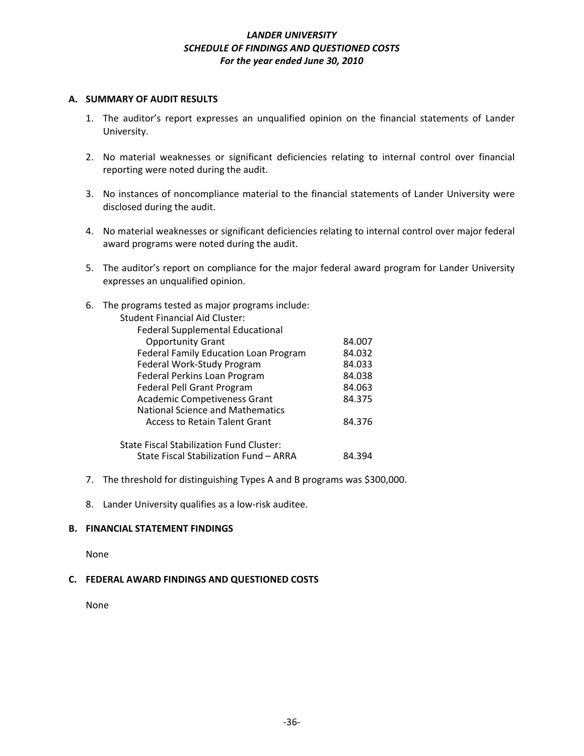# *LANDER UNIVERSITY*
## *SCHEDULE OF FINDINGS AND QUESTIONED COSTS*
### *For the year ended June 30, 2010*

**A. SUMMARY OF AUDIT RESULTS**

1. The auditor's report expresses an unqualified opinion on the financial statements of Lander University.

2. No material weaknesses or significant deficiencies relating to internal control over financial reporting were noted during the audit.

3. No instances of noncompliance material to the financial statements of Lander University were disclosed during the audit.

4. No material weaknesses or significant deficiencies relating to internal control over major federal award programs were noted during the audit.

5. The auditor's report on compliance for the major federal award program for Lander University expresses an unqualified opinion.

6. The programs tested as major programs include:

| Program | CFDA |
|---|---|
| Student Financial Aid Cluster: | |
| Federal Supplemental Educational Opportunity Grant | 84.007 |
| Federal Family Education Loan Program | 84.032 |
| Federal Work-Study Program | 84.033 |
| Federal Perkins Loan Program | 84.038 |
| Federal Pell Grant Program | 84.063 |
| Academic Competitiveness Grant | 84.375 |
| National Science and Mathematics Access to Retain Talent Grant | 84.376 |
| State Fiscal Stabilization Fund Cluster: | |
| State Fiscal Stabilization Fund – ARRA | 84.394 |

7. The threshold for distinguishing Types A and B programs was $300,000.

8. Lander University qualifies as a low-risk auditee.

**B. FINANCIAL STATEMENT FINDINGS**

None

**C. FEDERAL AWARD FINDINGS AND QUESTIONED COSTS**

None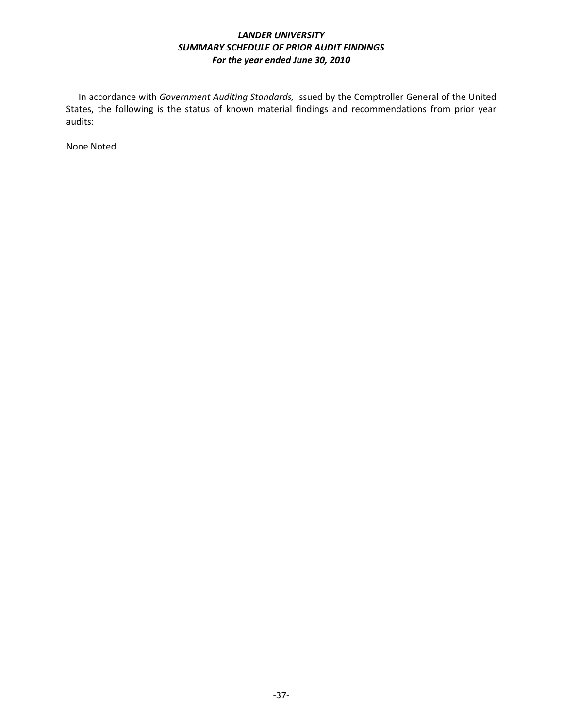***LANDER UNIVERSITY***
***SUMMARY SCHEDULE OF PRIOR AUDIT FINDINGS***
***For the year ended June 30, 2010***

In accordance with *Government Auditing Standards,* issued by the Comptroller General of the United States, the following is the status of known material findings and recommendations from prior year audits:

None Noted